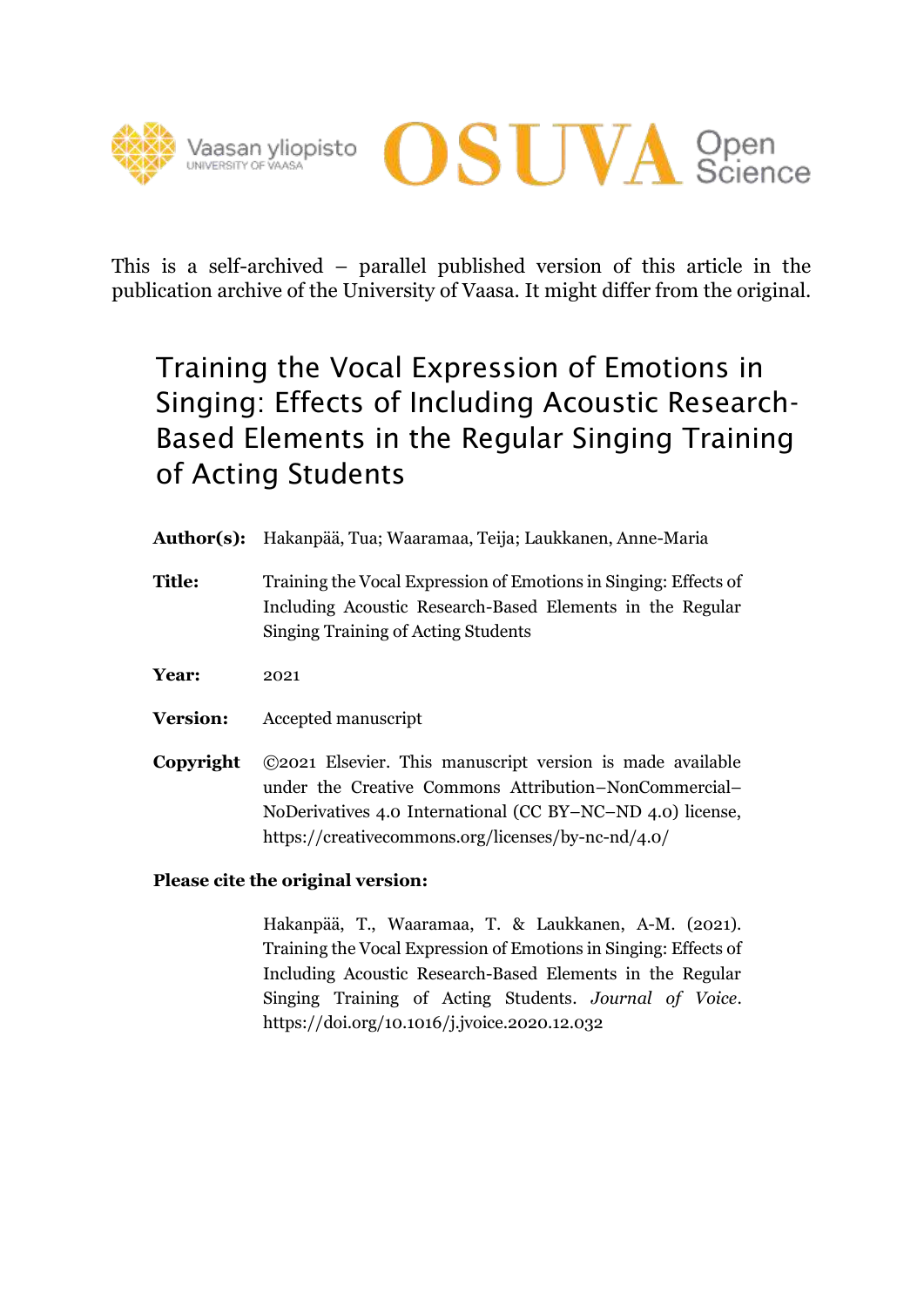This is a self-archived – parallel published version of this article in the publication archive of the University of Vaasa. It might differ from the original.

# Training the Vocal Expression of Emotions in Singing: Effects of Including Acoustic Research-Based Elements in the Regular Singing Training of Acting Students

**Author(s):** Hakanpää, Tua; Waaramaa, Teija; Laukkanen, Anne-Maria

**Title:** Training the Vocal Expression of Emotions in Singing: Effects of Including Acoustic Research-Based Elements in the Regular Singing Training of Acting Students

**Year:** 2021

**Version:** Accepted manuscript

**Copyright** ©2021 Elsevier. This manuscript version is made available under the Creative Commons Attribution–NonCommercial–NoDerivatives 4.0 International (CC BY–NC–ND 4.0) license, https://creativecommons.org/licenses/by-nc-nd/4.0/

**Please cite the original version:**

Hakanpää, T., Waaramaa, T. & Laukkanen, A-M. (2021). Training the Vocal Expression of Emotions in Singing: Effects of Including Acoustic Research-Based Elements in the Regular Singing Training of Acting Students. *Journal of Voice*. https://doi.org/10.1016/j.jvoice.2020.12.032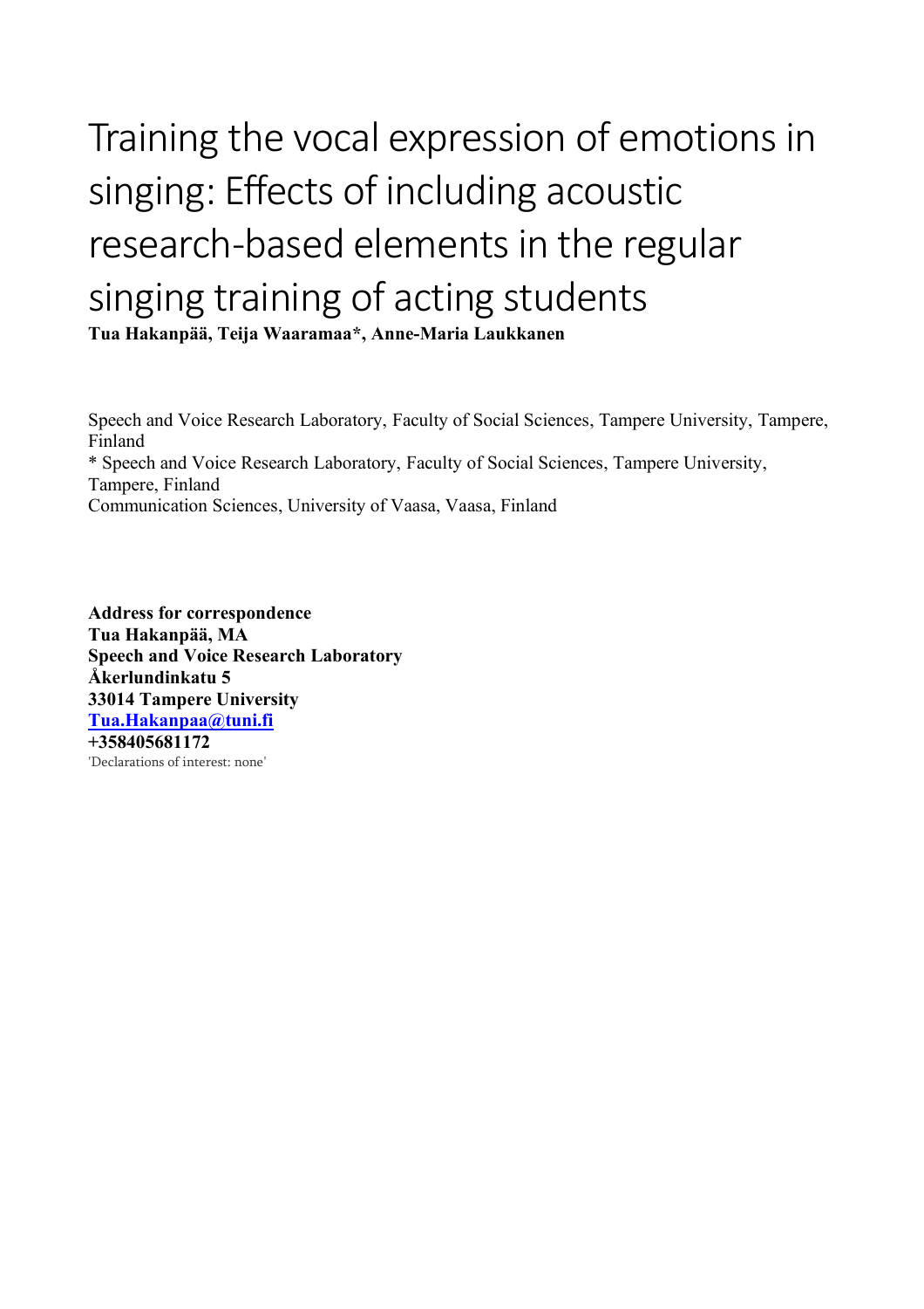# Training the vocal expression of emotions in singing: Effects of including acoustic research-based elements in the regular singing training of acting students

**Tua Hakanpää, Teija Waaramaa*, Anne-Maria Laukkanen**

Speech and Voice Research Laboratory, Faculty of Social Sciences, Tampere University, Tampere, Finland

* Speech and Voice Research Laboratory, Faculty of Social Sciences, Tampere University, Tampere, Finland

Communication Sciences, University of Vaasa, Vaasa, Finland

**Address for correspondence**
**Tua Hakanpää, MA**
**Speech and Voice Research Laboratory**
**Åkerlundinkatu 5**
**33014 Tampere University**
**Tua.Hakanpaa@tuni.fi**
**+358405681172**

'Declarations of interest: none'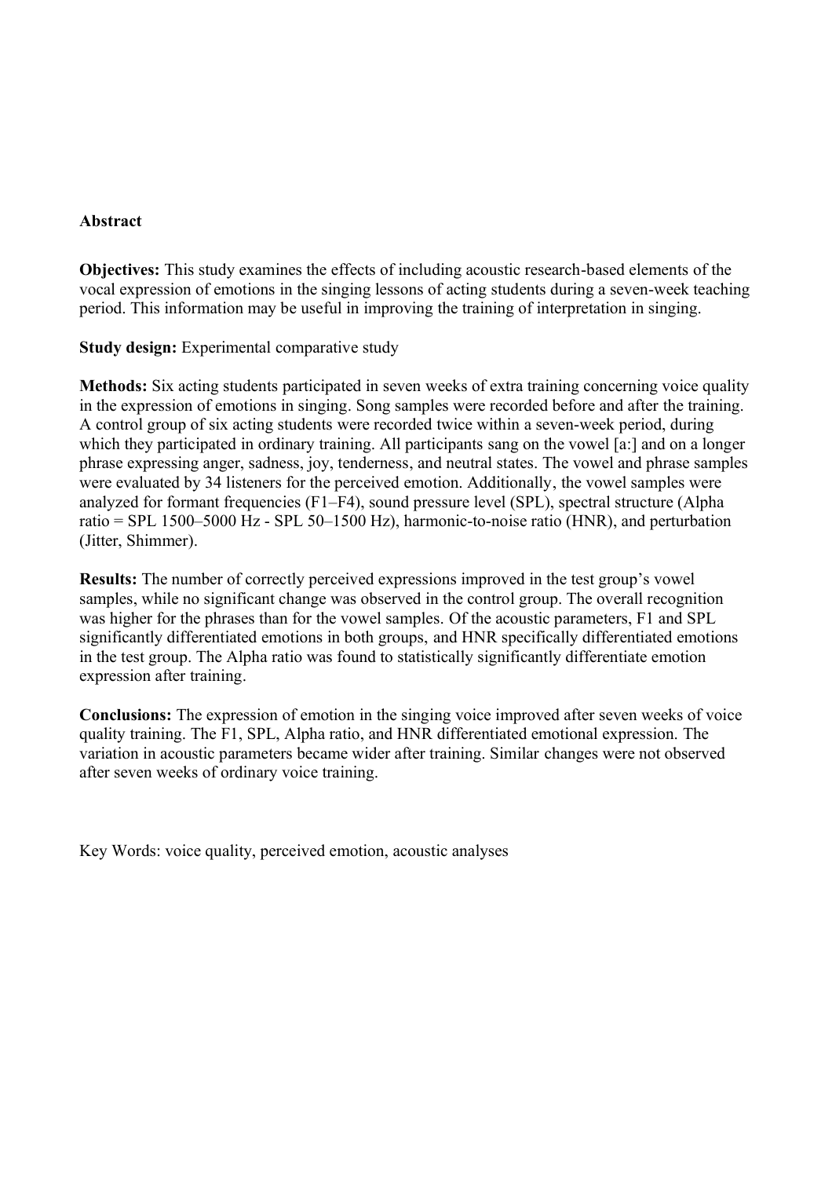## Abstract

**Objectives:** This study examines the effects of including acoustic research-based elements of the vocal expression of emotions in the singing lessons of acting students during a seven-week teaching period. This information may be useful in improving the training of interpretation in singing.

**Study design:** Experimental comparative study

**Methods:** Six acting students participated in seven weeks of extra training concerning voice quality in the expression of emotions in singing. Song samples were recorded before and after the training. A control group of six acting students were recorded twice within a seven-week period, during which they participated in ordinary training. All participants sang on the vowel [a:] and on a longer phrase expressing anger, sadness, joy, tenderness, and neutral states. The vowel and phrase samples were evaluated by 34 listeners for the perceived emotion. Additionally, the vowel samples were analyzed for formant frequencies (F1–F4), sound pressure level (SPL), spectral structure (Alpha ratio = SPL 1500–5000 Hz - SPL 50–1500 Hz), harmonic-to-noise ratio (HNR), and perturbation (Jitter, Shimmer).

**Results:** The number of correctly perceived expressions improved in the test group's vowel samples, while no significant change was observed in the control group. The overall recognition was higher for the phrases than for the vowel samples. Of the acoustic parameters, F1 and SPL significantly differentiated emotions in both groups, and HNR specifically differentiated emotions in the test group. The Alpha ratio was found to statistically significantly differentiate emotion expression after training.

**Conclusions:** The expression of emotion in the singing voice improved after seven weeks of voice quality training. The F1, SPL, Alpha ratio, and HNR differentiated emotional expression. The variation in acoustic parameters became wider after training. Similar changes were not observed after seven weeks of ordinary voice training.

Key Words: voice quality, perceived emotion, acoustic analyses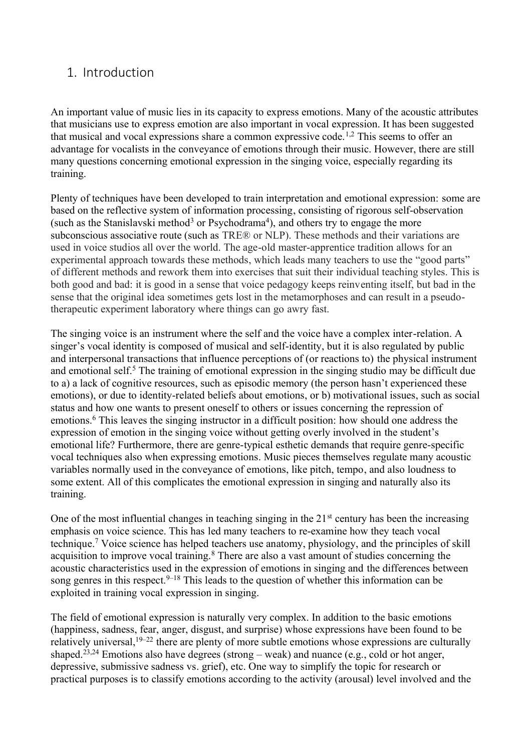## 1. Introduction

An important value of music lies in its capacity to express emotions. Many of the acoustic attributes that musicians use to express emotion are also important in vocal expression. It has been suggested that musical and vocal expressions share a common expressive code.[1,2] This seems to offer an advantage for vocalists in the conveyance of emotions through their music. However, there are still many questions concerning emotional expression in the singing voice, especially regarding its training.

Plenty of techniques have been developed to train interpretation and emotional expression: some are based on the reflective system of information processing, consisting of rigorous self-observation (such as the Stanislavski method[3] or Psychodrama[4]), and others try to engage the more subconscious associative route (such as TRE® or NLP). These methods and their variations are used in voice studios all over the world. The age-old master-apprentice tradition allows for an experimental approach towards these methods, which leads many teachers to use the "good parts" of different methods and rework them into exercises that suit their individual teaching styles. This is both good and bad: it is good in a sense that voice pedagogy keeps reinventing itself, but bad in the sense that the original idea sometimes gets lost in the metamorphoses and can result in a pseudo-therapeutic experiment laboratory where things can go awry fast.

The singing voice is an instrument where the self and the voice have a complex inter-relation. A singer's vocal identity is composed of musical and self-identity, but it is also regulated by public and interpersonal transactions that influence perceptions of (or reactions to) the physical instrument and emotional self.[5] The training of emotional expression in the singing studio may be difficult due to a) a lack of cognitive resources, such as episodic memory (the person hasn't experienced these emotions), or due to identity-related beliefs about emotions, or b) motivational issues, such as social status and how one wants to present oneself to others or issues concerning the repression of emotions.[6] This leaves the singing instructor in a difficult position: how should one address the expression of emotion in the singing voice without getting overly involved in the student's emotional life? Furthermore, there are genre-typical esthetic demands that require genre-specific vocal techniques also when expressing emotions. Music pieces themselves regulate many acoustic variables normally used in the conveyance of emotions, like pitch, tempo, and also loudness to some extent. All of this complicates the emotional expression in singing and naturally also its training.

One of the most influential changes in teaching singing in the 21st century has been the increasing emphasis on voice science. This has led many teachers to re-examine how they teach vocal technique.[7] Voice science has helped teachers use anatomy, physiology, and the principles of skill acquisition to improve vocal training.[8] There are also a vast amount of studies concerning the acoustic characteristics used in the expression of emotions in singing and the differences between song genres in this respect.[9–18] This leads to the question of whether this information can be exploited in training vocal expression in singing.

The field of emotional expression is naturally very complex. In addition to the basic emotions (happiness, sadness, fear, anger, disgust, and surprise) whose expressions have been found to be relatively universal,[19–22] there are plenty of more subtle emotions whose expressions are culturally shaped.[23,24] Emotions also have degrees (strong – weak) and nuance (e.g., cold or hot anger, depressive, submissive sadness vs. grief), etc. One way to simplify the topic for research or practical purposes is to classify emotions according to the activity (arousal) level involved and the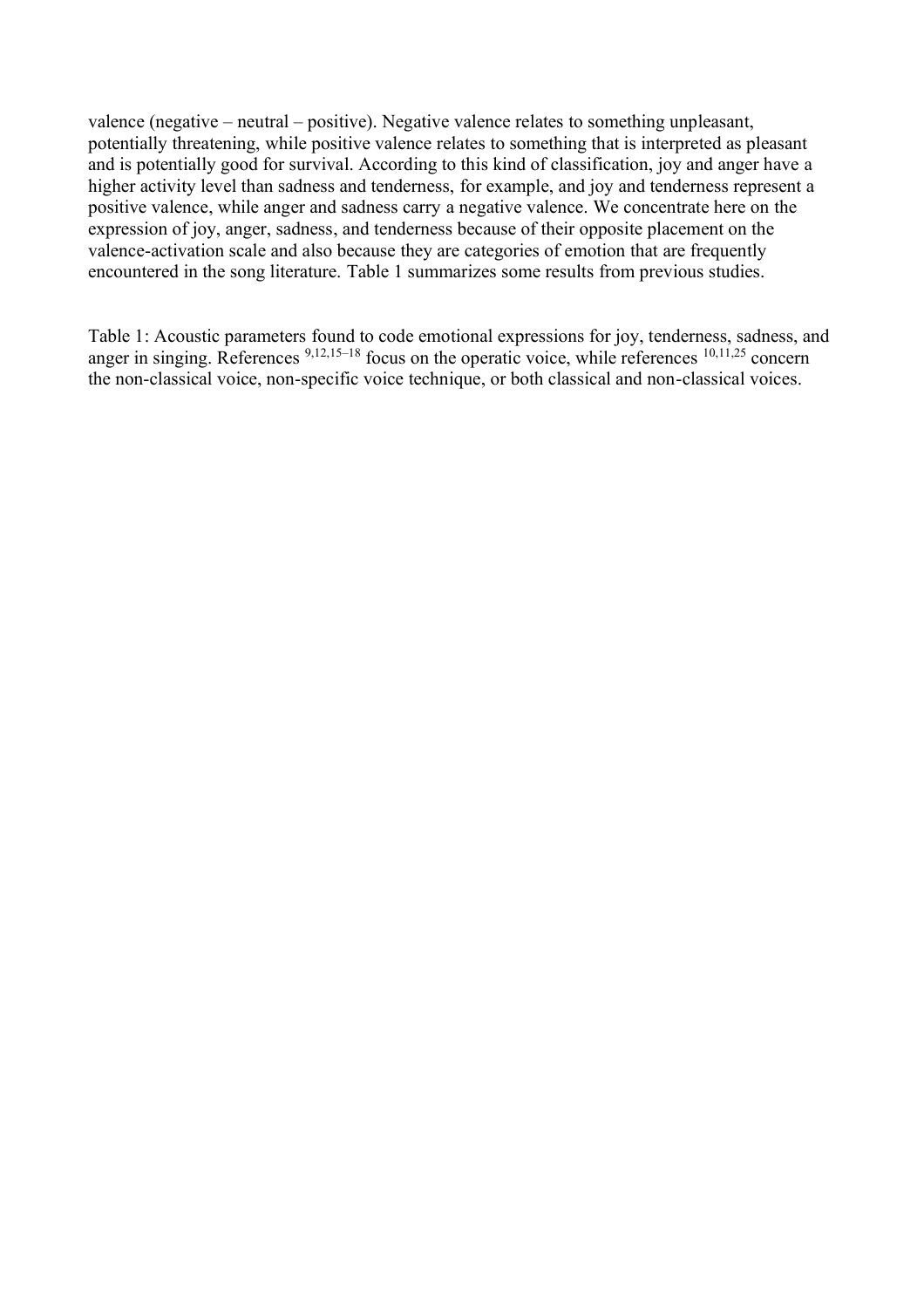valence (negative – neutral – positive). Negative valence relates to something unpleasant, potentially threatening, while positive valence relates to something that is interpreted as pleasant and is potentially good for survival. According to this kind of classification, joy and anger have a higher activity level than sadness and tenderness, for example, and joy and tenderness represent a positive valence, while anger and sadness carry a negative valence. We concentrate here on the expression of joy, anger, sadness, and tenderness because of their opposite placement on the valence-activation scale and also because they are categories of emotion that are frequently encountered in the song literature. Table 1 summarizes some results from previous studies.

Table 1: Acoustic parameters found to code emotional expressions for joy, tenderness, sadness, and anger in singing. References [9,12,15–18] focus on the operatic voice, while references [10,11,25] concern the non-classical voice, non-specific voice technique, or both classical and non-classical voices.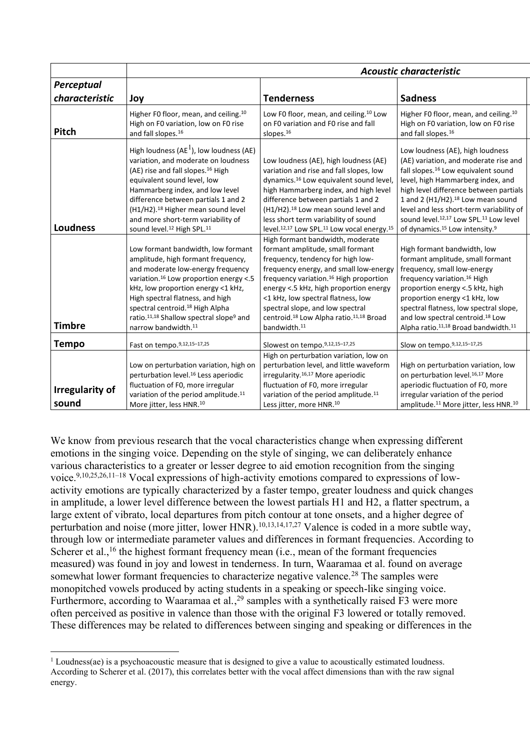| | Acoustic characteristic | | |
|---|---|---|---|
| ***Perceptual characteristic*** | **Joy** | **Tenderness** | **Sadness** |
| **Pitch** | Higher F0 floor, mean, and ceiling.[10] High on F0 variation, low on F0 rise and fall slopes.[16] | Low F0 floor, mean, and ceiling.[10] Low on F0 variation and F0 rise and fall slopes.[16] | Higher F0 floor, mean, and ceiling.[10] High on F0 variation, low on F0 rise and fall slopes.[16] |
| **Loudness** | High loudness (AE[1]), low loudness (AE) variation, and moderate on loudness (AE) rise and fall slopes.[16] High equivalent sound level, low Hammarberg index, and low level difference between partials 1 and 2 (H1/H2).[18] Higher mean sound level and more short-term variability of sound level.[12] High SPL.[11] | Low loudness (AE), high loudness (AE) variation and rise and fall slopes, low dynamics.[16] Low equivalent sound level, high Hammarberg index, and high level difference between partials 1 and 2 (H1/H2).[18] Low mean sound level and less short term variability of sound level.[12,17] Low SPL.[11] Low vocal energy.[15] | Low loudness (AE), high loudness (AE) variation, and moderate rise and fall slopes.[16] Low equivalent sound level, high Hammarberg index, and high level difference between partials 1 and 2 (H1/H2).[18] Low mean sound level and less short-term variability of sound level.[12,17] Low SPL.[11] Low level of dynamics.[15] Low intensity.[9] |
| **Timbre** | Low formant bandwidth, low formant amplitude, high formant frequency, and moderate low-energy frequency variation.[16] Low proportion energy <.5 kHz, low proportion energy <1 kHz, High spectral flatness, and high spectral centroid.[18] High Alpha ratio.[11,18] Shallow spectral slope[9] and narrow bandwidth.[11] | High formant bandwidth, moderate formant amplitude, small formant frequency, tendency for high low-frequency energy, and small low-energy frequency variation.[16] High proportion energy <.5 kHz, high proportion energy <1 kHz, low spectral flatness, low spectral slope, and low spectral centroid.[18] Low Alpha ratio.[11,18] Broad bandwidth.[11] | High formant bandwidth, low formant amplitude, small formant frequency, small low-energy frequency variation.[16] High proportion energy <.5 kHz, high proportion energy <1 kHz, low spectral flatness, low spectral slope, and low spectral centroid.[18] Low Alpha ratio.[11,18] Broad bandwidth.[11] |
| **Tempo** | Fast on tempo.[9,12,15–17,25] | Slowest on tempo.[9,12,15–17,25] | Slow on tempo.[9,12,15–17,25] |
| **Irregularity of sound** | Low on perturbation variation, high on perturbation level.[16] Less aperiodic fluctuation of F0, more irregular variation of the period amplitude.[11] More jitter, less HNR.[10] | High on perturbation variation, low on perturbation level, and little waveform irregularity.[16,17] More aperiodic fluctuation of F0, more irregular variation of the period amplitude.[11] Less jitter, more HNR.[10] | High on perturbation variation, low on perturbation level.[16,17] More aperiodic fluctuation of F0, more irregular variation of the period amplitude.[11] More jitter, less HNR.[10] |

We know from previous research that the vocal characteristics change when expressing different emotions in the singing voice. Depending on the style of singing, we can deliberately enhance various characteristics to a greater or lesser degree to aid emotion recognition from the singing voice.[9,10,25,26,11–18] Vocal expressions of high-activity emotions compared to expressions of low-activity emotions are typically characterized by a faster tempo, greater loudness and quick changes in amplitude, a lower level difference between the lowest partials H1 and H2, a flatter spectrum, a large extent of vibrato, local departures from pitch contour at tone onsets, and a higher degree of perturbation and noise (more jitter, lower HNR).[10,13,14,17,27] Valence is coded in a more subtle way, through low or intermediate parameter values and differences in formant frequencies. According to Scherer et al.,[16] the highest formant frequency mean (i.e., mean of the formant frequencies measured) was found in joy and lowest in tenderness. In turn, Waaramaa et al. found on average somewhat lower formant frequencies to characterize negative valence.[28] The samples were monopitched vowels produced by acting students in a speaking or speech-like singing voice. Furthermore, according to Waaramaa et al.,[29] samples with a synthetically raised F3 were more often perceived as positive in valence than those with the original F3 lowered or totally removed. These differences may be related to differences between singing and speaking or differences in the

[1] Loudness(ae) is a psychoacoustic measure that is designed to give a value to acoustically estimated loudness. According to Scherer et al. (2017), this correlates better with the vocal affect dimensions than with the raw signal energy.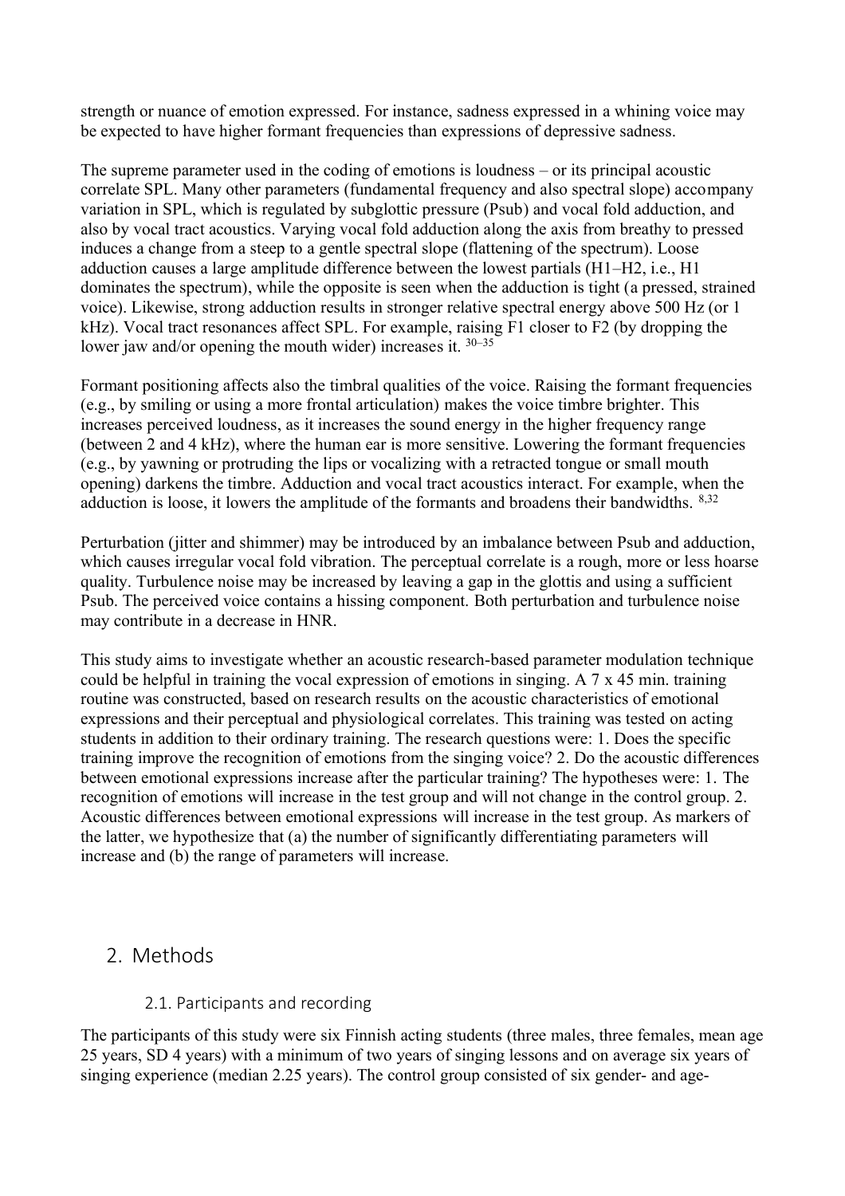strength or nuance of emotion expressed. For instance, sadness expressed in a whining voice may be expected to have higher formant frequencies than expressions of depressive sadness.

The supreme parameter used in the coding of emotions is loudness – or its principal acoustic correlate SPL. Many other parameters (fundamental frequency and also spectral slope) accompany variation in SPL, which is regulated by subglottic pressure (Psub) and vocal fold adduction, and also by vocal tract acoustics. Varying vocal fold adduction along the axis from breathy to pressed induces a change from a steep to a gentle spectral slope (flattening of the spectrum). Loose adduction causes a large amplitude difference between the lowest partials (H1–H2, i.e., H1 dominates the spectrum), while the opposite is seen when the adduction is tight (a pressed, strained voice). Likewise, strong adduction results in stronger relative spectral energy above 500 Hz (or 1 kHz). Vocal tract resonances affect SPL. For example, raising F1 closer to F2 (by dropping the lower jaw and/or opening the mouth wider) increases it. [30–35]

Formant positioning affects also the timbral qualities of the voice. Raising the formant frequencies (e.g., by smiling or using a more frontal articulation) makes the voice timbre brighter. This increases perceived loudness, as it increases the sound energy in the higher frequency range (between 2 and 4 kHz), where the human ear is more sensitive. Lowering the formant frequencies (e.g., by yawning or protruding the lips or vocalizing with a retracted tongue or small mouth opening) darkens the timbre. Adduction and vocal tract acoustics interact. For example, when the adduction is loose, it lowers the amplitude of the formants and broadens their bandwidths. [8,32]

Perturbation (jitter and shimmer) may be introduced by an imbalance between Psub and adduction, which causes irregular vocal fold vibration. The perceptual correlate is a rough, more or less hoarse quality. Turbulence noise may be increased by leaving a gap in the glottis and using a sufficient Psub. The perceived voice contains a hissing component. Both perturbation and turbulence noise may contribute in a decrease in HNR.

This study aims to investigate whether an acoustic research-based parameter modulation technique could be helpful in training the vocal expression of emotions in singing. A 7 x 45 min. training routine was constructed, based on research results on the acoustic characteristics of emotional expressions and their perceptual and physiological correlates. This training was tested on acting students in addition to their ordinary training. The research questions were: 1. Does the specific training improve the recognition of emotions from the singing voice? 2. Do the acoustic differences between emotional expressions increase after the particular training? The hypotheses were: 1. The recognition of emotions will increase in the test group and will not change in the control group. 2. Acoustic differences between emotional expressions will increase in the test group. As markers of the latter, we hypothesize that (a) the number of significantly differentiating parameters will increase and (b) the range of parameters will increase.

## 2. Methods

### 2.1. Participants and recording

The participants of this study were six Finnish acting students (three males, three females, mean age 25 years, SD 4 years) with a minimum of two years of singing lessons and on average six years of singing experience (median 2.25 years). The control group consisted of six gender- and age-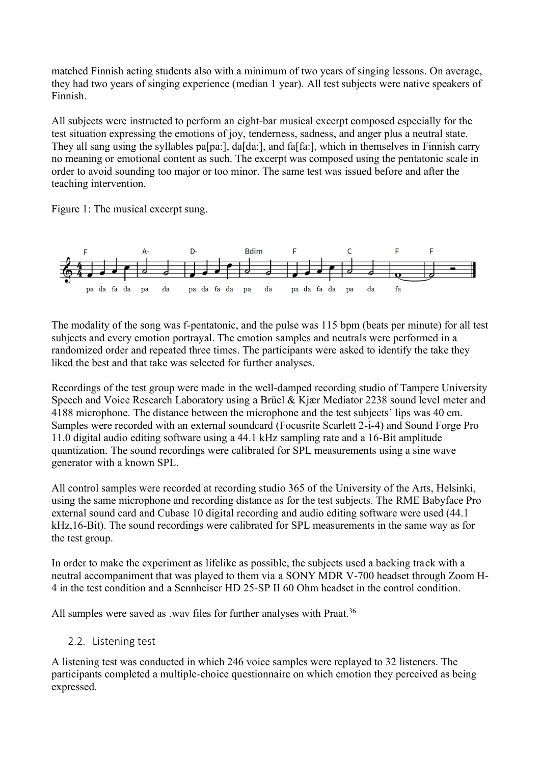matched Finnish acting students also with a minimum of two years of singing lessons. On average, they had two years of singing experience (median 1 year). All test subjects were native speakers of Finnish.

All subjects were instructed to perform an eight-bar musical excerpt composed especially for the test situation expressing the emotions of joy, tenderness, sadness, and anger plus a neutral state. They all sang using the syllables pa[pa:], da[da:], and fa[fa:], which in themselves in Finnish carry no meaning or emotional content as such. The excerpt was composed using the pentatonic scale in order to avoid sounding too major or too minor. The same test was issued before and after the teaching intervention.

Figure 1: The musical excerpt sung.

F A- D- Bdim F C F F

pa da fa da pa da pa da fa da pa da pa da fa da pa da fa

The modality of the song was f-pentatonic, and the pulse was 115 bpm (beats per minute) for all test subjects and every emotion portrayal. The emotion samples and neutrals were performed in a randomized order and repeated three times. The participants were asked to identify the take they liked the best and that take was selected for further analyses.

Recordings of the test group were made in the well-damped recording studio of Tampere University Speech and Voice Research Laboratory using a Brüel & Kjær Mediator 2238 sound level meter and 4188 microphone. The distance between the microphone and the test subjects' lips was 40 cm. Samples were recorded with an external soundcard (Focusrite Scarlett 2-i-4) and Sound Forge Pro 11.0 digital audio editing software using a 44.1 kHz sampling rate and a 16-Bit amplitude quantization. The sound recordings were calibrated for SPL measurements using a sine wave generator with a known SPL.

All control samples were recorded at recording studio 365 of the University of the Arts, Helsinki, using the same microphone and recording distance as for the test subjects. The RME Babyface Pro external sound card and Cubase 10 digital recording and audio editing software were used (44.1 kHz,16-Bit). The sound recordings were calibrated for SPL measurements in the same way as for the test group.

In order to make the experiment as lifelike as possible, the subjects used a backing track with a neutral accompaniment that was played to them via a SONY MDR V-700 headset through Zoom H-4 in the test condition and a Sennheiser HD 25-SP II 60 Ohm headset in the control condition.

All samples were saved as .wav files for further analyses with Praat.[36]

### 2.2. Listening test

A listening test was conducted in which 246 voice samples were replayed to 32 listeners. The participants completed a multiple-choice questionnaire on which emotion they perceived as being expressed.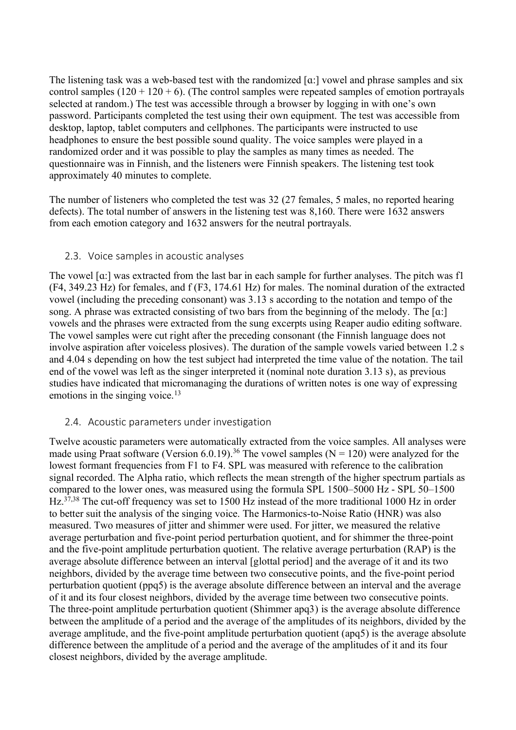The listening task was a web-based test with the randomized [ɑ:] vowel and phrase samples and six control samples (120 + 120 + 6). (The control samples were repeated samples of emotion portrayals selected at random.) The test was accessible through a browser by logging in with one's own password. Participants completed the test using their own equipment. The test was accessible from desktop, laptop, tablet computers and cellphones. The participants were instructed to use headphones to ensure the best possible sound quality. The voice samples were played in a randomized order and it was possible to play the samples as many times as needed. The questionnaire was in Finnish, and the listeners were Finnish speakers. The listening test took approximately 40 minutes to complete.

The number of listeners who completed the test was 32 (27 females, 5 males, no reported hearing defects). The total number of answers in the listening test was 8,160. There were 1632 answers from each emotion category and 1632 answers for the neutral portrayals.

## 2.3. Voice samples in acoustic analyses

The vowel [ɑ:] was extracted from the last bar in each sample for further analyses. The pitch was f1 (F4, 349.23 Hz) for females, and f (F3, 174.61 Hz) for males. The nominal duration of the extracted vowel (including the preceding consonant) was 3.13 s according to the notation and tempo of the song. A phrase was extracted consisting of two bars from the beginning of the melody. The [ɑ:] vowels and the phrases were extracted from the sung excerpts using Reaper audio editing software. The vowel samples were cut right after the preceding consonant (the Finnish language does not involve aspiration after voiceless plosives). The duration of the sample vowels varied between 1.2 s and 4.04 s depending on how the test subject had interpreted the time value of the notation. The tail end of the vowel was left as the singer interpreted it (nominal note duration 3.13 s), as previous studies have indicated that micromanaging the durations of written notes is one way of expressing emotions in the singing voice.[13]

## 2.4. Acoustic parameters under investigation

Twelve acoustic parameters were automatically extracted from the voice samples. All analyses were made using Praat software (Version 6.0.19).[36] The vowel samples (N = 120) were analyzed for the lowest formant frequencies from F1 to F4. SPL was measured with reference to the calibration signal recorded. The Alpha ratio, which reflects the mean strength of the higher spectrum partials as compared to the lower ones, was measured using the formula SPL 1500–5000 Hz - SPL 50–1500 Hz.[37,38] The cut-off frequency was set to 1500 Hz instead of the more traditional 1000 Hz in order to better suit the analysis of the singing voice. The Harmonics-to-Noise Ratio (HNR) was also measured. Two measures of jitter and shimmer were used. For jitter, we measured the relative average perturbation and five-point period perturbation quotient, and for shimmer the three-point and the five-point amplitude perturbation quotient. The relative average perturbation (RAP) is the average absolute difference between an interval [glottal period] and the average of it and its two neighbors, divided by the average time between two consecutive points, and the five-point period perturbation quotient (ppq5) is the average absolute difference between an interval and the average of it and its four closest neighbors, divided by the average time between two consecutive points. The three-point amplitude perturbation quotient (Shimmer apq3) is the average absolute difference between the amplitude of a period and the average of the amplitudes of its neighbors, divided by the average amplitude, and the five-point amplitude perturbation quotient (apq5) is the average absolute difference between the amplitude of a period and the average of the amplitudes of it and its four closest neighbors, divided by the average amplitude.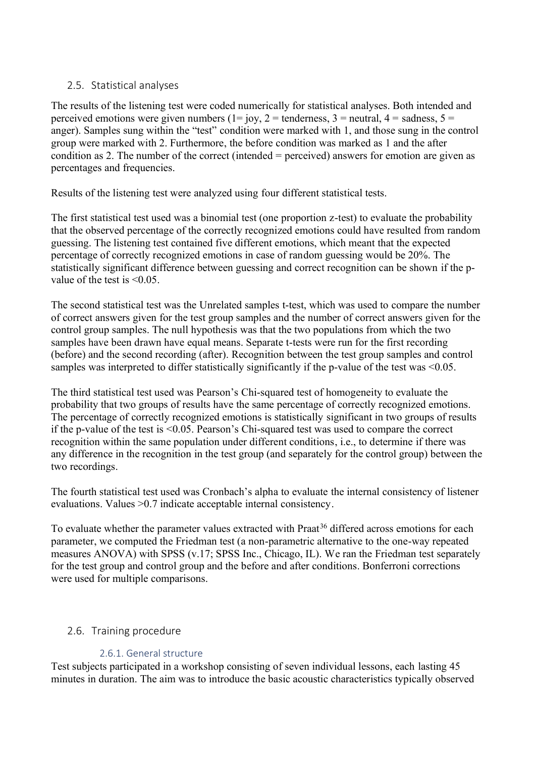## 2.5. Statistical analyses

The results of the listening test were coded numerically for statistical analyses. Both intended and perceived emotions were given numbers (1= joy, 2 = tenderness, 3 = neutral, 4 = sadness, 5 = anger). Samples sung within the "test" condition were marked with 1, and those sung in the control group were marked with 2. Furthermore, the before condition was marked as 1 and the after condition as 2. The number of the correct (intended = perceived) answers for emotion are given as percentages and frequencies.

Results of the listening test were analyzed using four different statistical tests.

The first statistical test used was a binomial test (one proportion z-test) to evaluate the probability that the observed percentage of the correctly recognized emotions could have resulted from random guessing. The listening test contained five different emotions, which meant that the expected percentage of correctly recognized emotions in case of random guessing would be 20%. The statistically significant difference between guessing and correct recognition can be shown if the p-value of the test is <0.05.

The second statistical test was the Unrelated samples t-test, which was used to compare the number of correct answers given for the test group samples and the number of correct answers given for the control group samples. The null hypothesis was that the two populations from which the two samples have been drawn have equal means. Separate t-tests were run for the first recording (before) and the second recording (after). Recognition between the test group samples and control samples was interpreted to differ statistically significantly if the p-value of the test was <0.05.

The third statistical test used was Pearson's Chi-squared test of homogeneity to evaluate the probability that two groups of results have the same percentage of correctly recognized emotions. The percentage of correctly recognized emotions is statistically significant in two groups of results if the p-value of the test is <0.05. Pearson's Chi-squared test was used to compare the correct recognition within the same population under different conditions, i.e., to determine if there was any difference in the recognition in the test group (and separately for the control group) between the two recordings.

The fourth statistical test used was Cronbach's alpha to evaluate the internal consistency of listener evaluations. Values >0.7 indicate acceptable internal consistency.

To evaluate whether the parameter values extracted with Praat[36] differed across emotions for each parameter, we computed the Friedman test (a non-parametric alternative to the one-way repeated measures ANOVA) with SPSS (v.17; SPSS Inc., Chicago, IL). We ran the Friedman test separately for the test group and control group and the before and after conditions. Bonferroni corrections were used for multiple comparisons.

## 2.6. Training procedure

### 2.6.1. General structure

Test subjects participated in a workshop consisting of seven individual lessons, each lasting 45 minutes in duration. The aim was to introduce the basic acoustic characteristics typically observed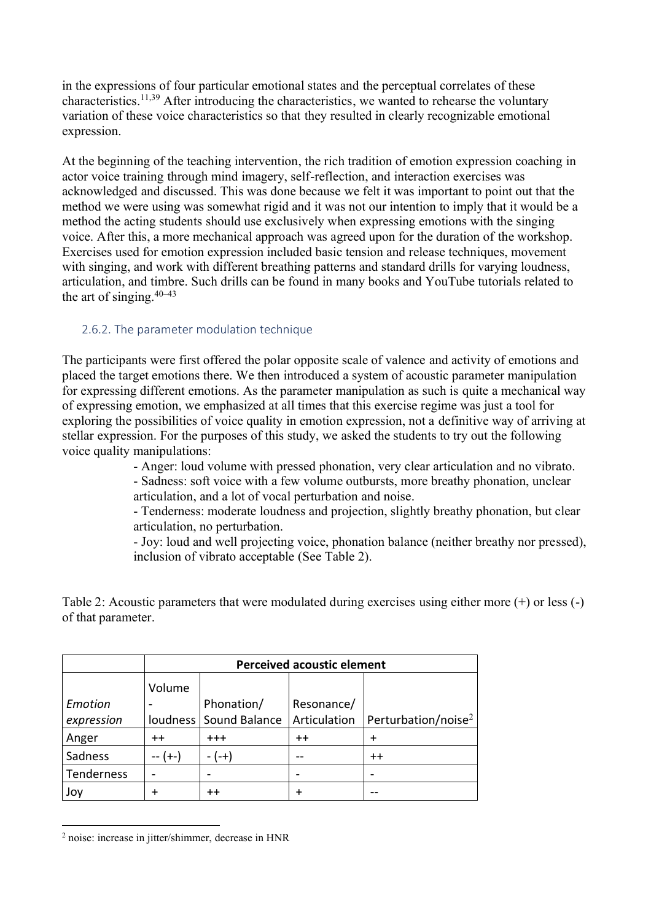in the expressions of four particular emotional states and the perceptual correlates of these characteristics.[11,39] After introducing the characteristics, we wanted to rehearse the voluntary variation of these voice characteristics so that they resulted in clearly recognizable emotional expression.

At the beginning of the teaching intervention, the rich tradition of emotion expression coaching in actor voice training through mind imagery, self-reflection, and interaction exercises was acknowledged and discussed. This was done because we felt it was important to point out that the method we were using was somewhat rigid and it was not our intention to imply that it would be a method the acting students should use exclusively when expressing emotions with the singing voice. After this, a more mechanical approach was agreed upon for the duration of the workshop. Exercises used for emotion expression included basic tension and release techniques, movement with singing, and work with different breathing patterns and standard drills for varying loudness, articulation, and timbre. Such drills can be found in many books and YouTube tutorials related to the art of singing.[40–43]

### 2.6.2. The parameter modulation technique

The participants were first offered the polar opposite scale of valence and activity of emotions and placed the target emotions there. We then introduced a system of acoustic parameter manipulation for expressing different emotions. As the parameter manipulation as such is quite a mechanical way of expressing emotion, we emphasized at all times that this exercise regime was just a tool for exploring the possibilities of voice quality in emotion expression, not a definitive way of arriving at stellar expression. For the purposes of this study, we asked the students to try out the following voice quality manipulations:

- Anger: loud volume with pressed phonation, very clear articulation and no vibrato.
- Sadness: soft voice with a few volume outbursts, more breathy phonation, unclear articulation, and a lot of vocal perturbation and noise.
- Tenderness: moderate loudness and projection, slightly breathy phonation, but clear articulation, no perturbation.
- Joy: loud and well projecting voice, phonation balance (neither breathy nor pressed), inclusion of vibrato acceptable (See Table 2).

Table 2: Acoustic parameters that were modulated during exercises using either more (+) or less (-) of that parameter.

| | **Perceived acoustic element** | | | |
|---|---|---|---|---|
| *Emotion expression* | Volume - loudness | Phonation/ Sound Balance | Resonance/ Articulation | Perturbation/noise[2] |
| Anger | ++ | +++ | ++ | + |
| Sadness | -- (+-) | - (-+) | -- | ++ |
| Tenderness | - | - | - | - |
| Joy | + | ++ | + | -- |

[2] noise: increase in jitter/shimmer, decrease in HNR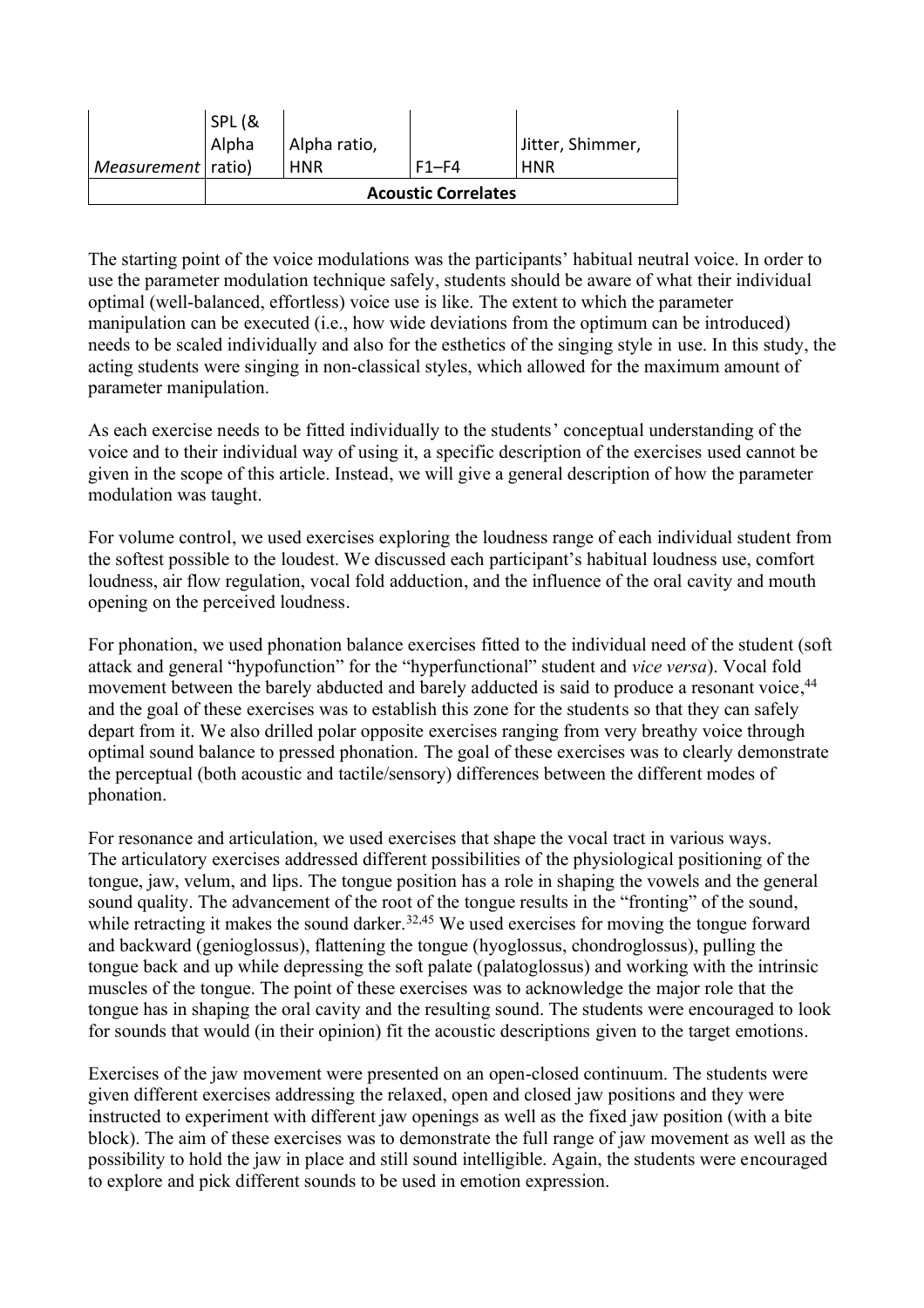| | | | | |
|---|---|---|---|---|
| *Measurement* | SPL (& Alpha ratio) | Alpha ratio, HNR | F1–F4 | Jitter, Shimmer, HNR |
| | **Acoustic Correlates** | | | |

The starting point of the voice modulations was the participants' habitual neutral voice. In order to use the parameter modulation technique safely, students should be aware of what their individual optimal (well-balanced, effortless) voice use is like. The extent to which the parameter manipulation can be executed (i.e., how wide deviations from the optimum can be introduced) needs to be scaled individually and also for the esthetics of the singing style in use. In this study, the acting students were singing in non-classical styles, which allowed for the maximum amount of parameter manipulation.

As each exercise needs to be fitted individually to the students' conceptual understanding of the voice and to their individual way of using it, a specific description of the exercises used cannot be given in the scope of this article. Instead, we will give a general description of how the parameter modulation was taught.

For volume control, we used exercises exploring the loudness range of each individual student from the softest possible to the loudest. We discussed each participant's habitual loudness use, comfort loudness, air flow regulation, vocal fold adduction, and the influence of the oral cavity and mouth opening on the perceived loudness.

For phonation, we used phonation balance exercises fitted to the individual need of the student (soft attack and general "hypofunction" for the "hyperfunctional" student and *vice versa*). Vocal fold movement between the barely abducted and barely adducted is said to produce a resonant voice,[44] and the goal of these exercises was to establish this zone for the students so that they can safely depart from it. We also drilled polar opposite exercises ranging from very breathy voice through optimal sound balance to pressed phonation. The goal of these exercises was to clearly demonstrate the perceptual (both acoustic and tactile/sensory) differences between the different modes of phonation.

For resonance and articulation, we used exercises that shape the vocal tract in various ways. The articulatory exercises addressed different possibilities of the physiological positioning of the tongue, jaw, velum, and lips. The tongue position has a role in shaping the vowels and the general sound quality. The advancement of the root of the tongue results in the "fronting" of the sound, while retracting it makes the sound darker.[32,45] We used exercises for moving the tongue forward and backward (genioglossus), flattening the tongue (hyoglossus, chondroglossus), pulling the tongue back and up while depressing the soft palate (palatoglossus) and working with the intrinsic muscles of the tongue. The point of these exercises was to acknowledge the major role that the tongue has in shaping the oral cavity and the resulting sound. The students were encouraged to look for sounds that would (in their opinion) fit the acoustic descriptions given to the target emotions.

Exercises of the jaw movement were presented on an open-closed continuum. The students were given different exercises addressing the relaxed, open and closed jaw positions and they were instructed to experiment with different jaw openings as well as the fixed jaw position (with a bite block). The aim of these exercises was to demonstrate the full range of jaw movement as well as the possibility to hold the jaw in place and still sound intelligible. Again, the students were encouraged to explore and pick different sounds to be used in emotion expression.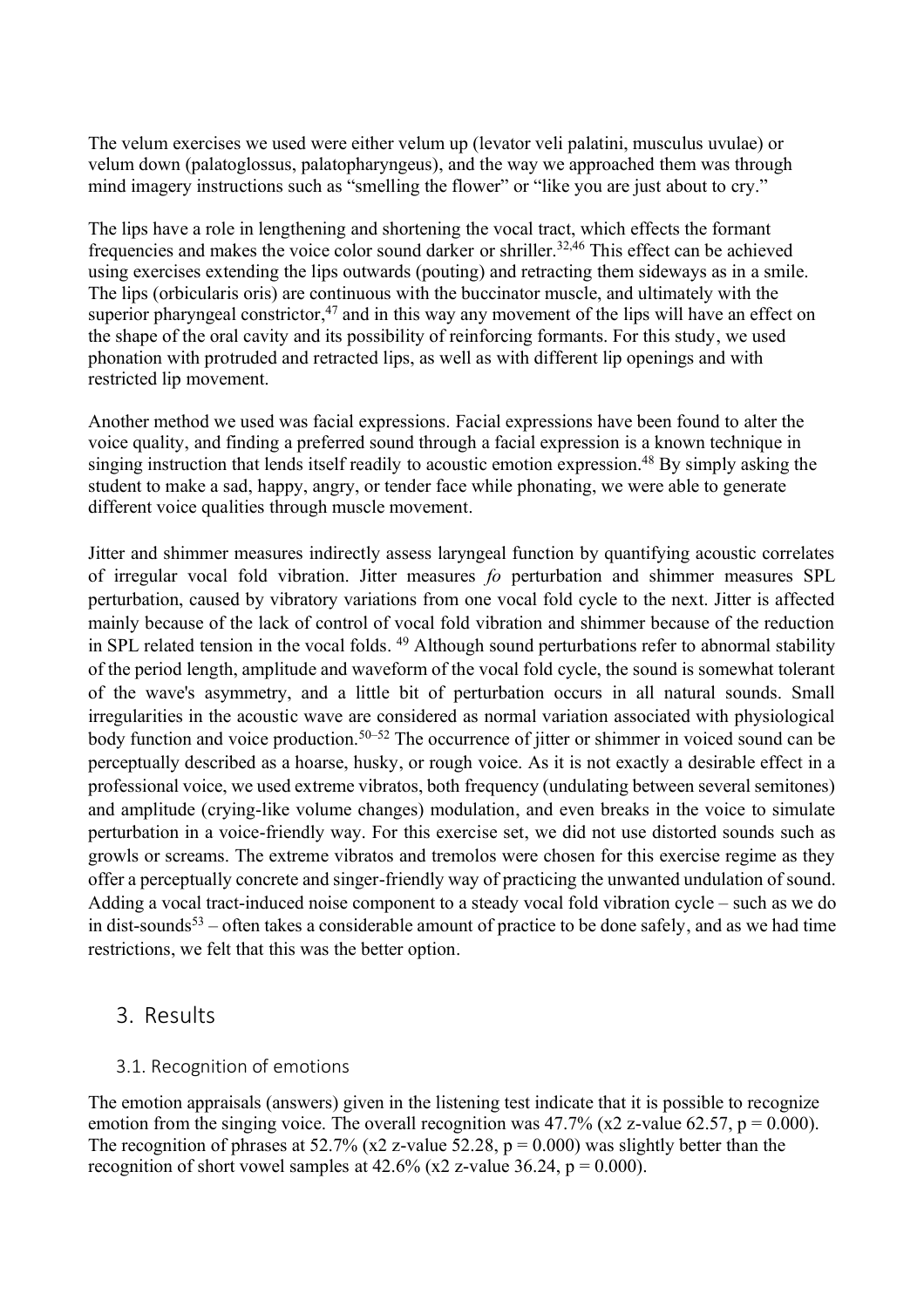The velum exercises we used were either velum up (levator veli palatini, musculus uvulae) or velum down (palatoglossus, palatopharyngeus), and the way we approached them was through mind imagery instructions such as "smelling the flower" or "like you are just about to cry."

The lips have a role in lengthening and shortening the vocal tract, which effects the formant frequencies and makes the voice color sound darker or shriller.[32,46] This effect can be achieved using exercises extending the lips outwards (pouting) and retracting them sideways as in a smile. The lips (orbicularis oris) are continuous with the buccinator muscle, and ultimately with the superior pharyngeal constrictor,[47] and in this way any movement of the lips will have an effect on the shape of the oral cavity and its possibility of reinforcing formants. For this study, we used phonation with protruded and retracted lips, as well as with different lip openings and with restricted lip movement.

Another method we used was facial expressions. Facial expressions have been found to alter the voice quality, and finding a preferred sound through a facial expression is a known technique in singing instruction that lends itself readily to acoustic emotion expression.[48] By simply asking the student to make a sad, happy, angry, or tender face while phonating, we were able to generate different voice qualities through muscle movement.

Jitter and shimmer measures indirectly assess laryngeal function by quantifying acoustic correlates of irregular vocal fold vibration. Jitter measures *fo* perturbation and shimmer measures SPL perturbation, caused by vibratory variations from one vocal fold cycle to the next. Jitter is affected mainly because of the lack of control of vocal fold vibration and shimmer because of the reduction in SPL related tension in the vocal folds. [49] Although sound perturbations refer to abnormal stability of the period length, amplitude and waveform of the vocal fold cycle, the sound is somewhat tolerant of the wave's asymmetry, and a little bit of perturbation occurs in all natural sounds. Small irregularities in the acoustic wave are considered as normal variation associated with physiological body function and voice production.[50–52] The occurrence of jitter or shimmer in voiced sound can be perceptually described as a hoarse, husky, or rough voice. As it is not exactly a desirable effect in a professional voice, we used extreme vibratos, both frequency (undulating between several semitones) and amplitude (crying-like volume changes) modulation, and even breaks in the voice to simulate perturbation in a voice-friendly way. For this exercise set, we did not use distorted sounds such as growls or screams. The extreme vibratos and tremolos were chosen for this exercise regime as they offer a perceptually concrete and singer-friendly way of practicing the unwanted undulation of sound. Adding a vocal tract-induced noise component to a steady vocal fold vibration cycle – such as we do in dist-sounds[53] – often takes a considerable amount of practice to be done safely, and as we had time restrictions, we felt that this was the better option.

## 3. Results

### 3.1. Recognition of emotions

The emotion appraisals (answers) given in the listening test indicate that it is possible to recognize emotion from the singing voice. The overall recognition was 47.7% ($x2$ z-value 62.57, $p = 0.000$). The recognition of phrases at 52.7% ($x2$ z-value 52.28, $p = 0.000$) was slightly better than the recognition of short vowel samples at 42.6% ($x2$ z-value 36.24, $p = 0.000$).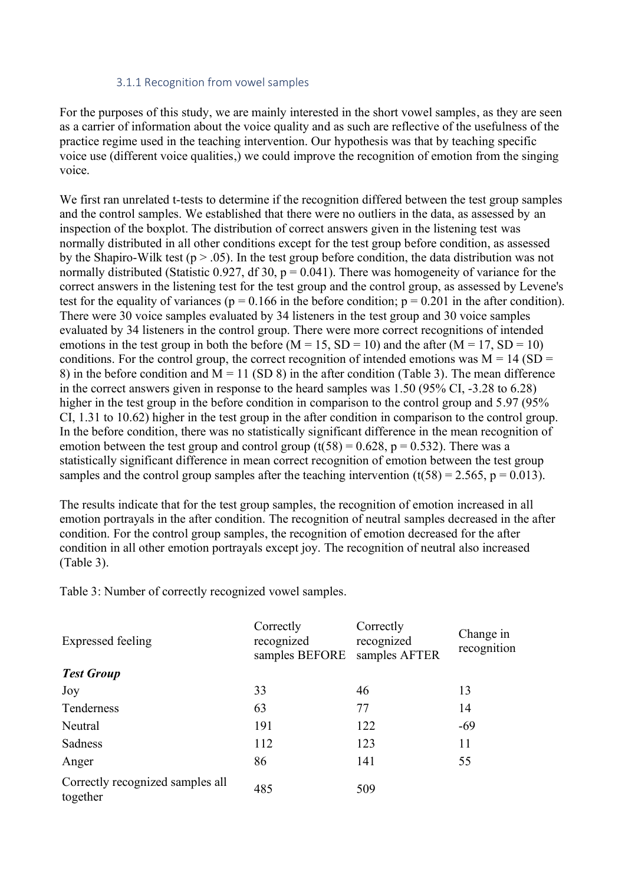### 3.1.1 Recognition from vowel samples

For the purposes of this study, we are mainly interested in the short vowel samples, as they are seen as a carrier of information about the voice quality and as such are reflective of the usefulness of the practice regime used in the teaching intervention. Our hypothesis was that by teaching specific voice use (different voice qualities,) we could improve the recognition of emotion from the singing voice.

We first ran unrelated t-tests to determine if the recognition differed between the test group samples and the control samples. We established that there were no outliers in the data, as assessed by an inspection of the boxplot. The distribution of correct answers given in the listening test was normally distributed in all other conditions except for the test group before condition, as assessed by the Shapiro-Wilk test ($p > .05$). In the test group before condition, the data distribution was not normally distributed (Statistic 0.927, df 30, $p = 0.041$). There was homogeneity of variance for the correct answers in the listening test for the test group and the control group, as assessed by Levene's test for the equality of variances ($p = 0.166$ in the before condition; $p = 0.201$ in the after condition). There were 30 voice samples evaluated by 34 listeners in the test group and 30 voice samples evaluated by 34 listeners in the control group. There were more correct recognitions of intended emotions in the test group in both the before ($M = 15$, $SD = 10$) and the after ($M = 17$, $SD = 10$) conditions. For the control group, the correct recognition of intended emotions was $M = 14$ ($SD = 8$) in the before condition and $M = 11$ (SD 8) in the after condition (Table 3). The mean difference in the correct answers given in response to the heard samples was 1.50 (95% CI, -3.28 to 6.28) higher in the test group in the before condition in comparison to the control group and 5.97 (95% CI, 1.31 to 10.62) higher in the test group in the after condition in comparison to the control group. In the before condition, there was no statistically significant difference in the mean recognition of emotion between the test group and control group ($t(58) = 0.628$, $p = 0.532$). There was a statistically significant difference in mean correct recognition of emotion between the test group samples and the control group samples after the teaching intervention ($t(58) = 2.565$, $p = 0.013$).

The results indicate that for the test group samples, the recognition of emotion increased in all emotion portrayals in the after condition. The recognition of neutral samples decreased in the after condition. For the control group samples, the recognition of emotion decreased for the after condition in all other emotion portrayals except joy. The recognition of neutral also increased (Table 3).

Table 3: Number of correctly recognized vowel samples.

| Expressed feeling | Correctly recognized samples BEFORE | Correctly recognized samples AFTER | Change in recognition |
|---|---|---|---|
| ***Test Group*** | | | |
| Joy | 33 | 46 | 13 |
| Tenderness | 63 | 77 | 14 |
| Neutral | 191 | 122 | -69 |
| Sadness | 112 | 123 | 11 |
| Anger | 86 | 141 | 55 |
| Correctly recognized samples all together | 485 | 509 | |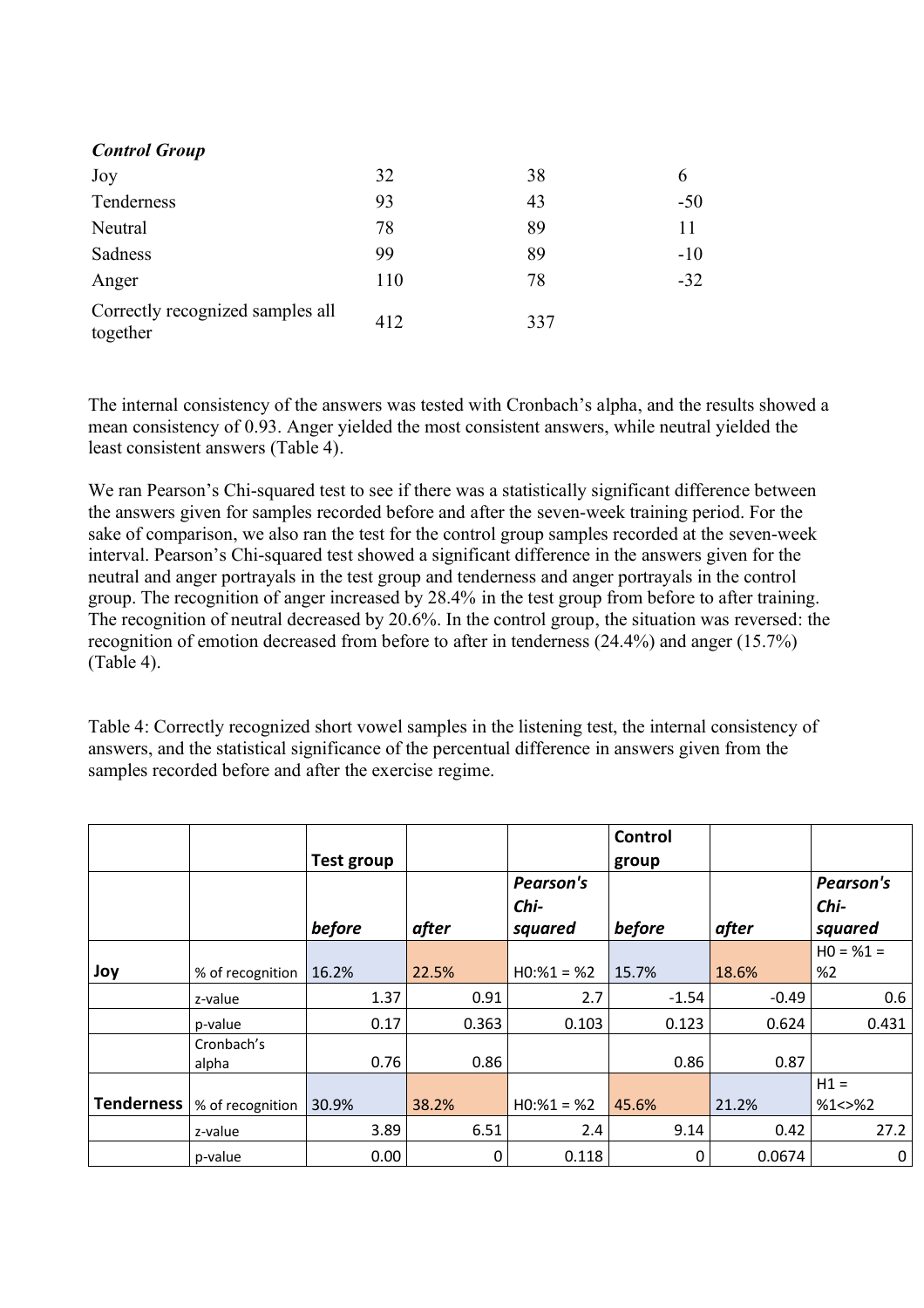| | | | |
|---|---|---|---|
| ***Control Group*** | | | |
| Joy | 32 | 38 | 6 |
| Tenderness | 93 | 43 | -50 |
| Neutral | 78 | 89 | 11 |
| Sadness | 99 | 89 | -10 |
| Anger | 110 | 78 | -32 |
| Correctly recognized samples all together | 412 | 337 | |

The internal consistency of the answers was tested with Cronbach's alpha, and the results showed a mean consistency of 0.93. Anger yielded the most consistent answers, while neutral yielded the least consistent answers (Table 4).

We ran Pearson's Chi-squared test to see if there was a statistically significant difference between the answers given for samples recorded before and after the seven-week training period. For the sake of comparison, we also ran the test for the control group samples recorded at the seven-week interval. Pearson's Chi-squared test showed a significant difference in the answers given for the neutral and anger portrayals in the test group and tenderness and anger portrayals in the control group. The recognition of anger increased by 28.4% in the test group from before to after training. The recognition of neutral decreased by 20.6%. In the control group, the situation was reversed: the recognition of emotion decreased from before to after in tenderness (24.4%) and anger (15.7%) (Table 4).

Table 4: Correctly recognized short vowel samples in the listening test, the internal consistency of answers, and the statistical significance of the percentual difference in answers given from the samples recorded before and after the exercise regime.

| | | **Test group** | | | **Control group** | | |
|---|---|---|---|---|---|---|---|
| | | ***before*** | ***after*** | ***Pearson's Chi-squared*** | ***before*** | ***after*** | ***Pearson's Chi-squared*** |
| **Joy** | % of recognition | 16.2% | 22.5% | H0:%1 = %2 | 15.7% | 18.6% | H0 = %1 = %2 |
| | z-value | 1.37 | 0.91 | 2.7 | -1.54 | -0.49 | 0.6 |
| | p-value | 0.17 | 0.363 | 0.103 | 0.123 | 0.624 | 0.431 |
| | Cronbach's alpha | 0.76 | 0.86 | | 0.86 | 0.87 | |
| **Tenderness** | % of recognition | 30.9% | 38.2% | H0:%1 = %2 | 45.6% | 21.2% | H1 = %1<>%2 |
| | z-value | 3.89 | 6.51 | 2.4 | 9.14 | 0.42 | 27.2 |
| | p-value | 0.00 | 0 | 0.118 | 0 | 0.0674 | 0 |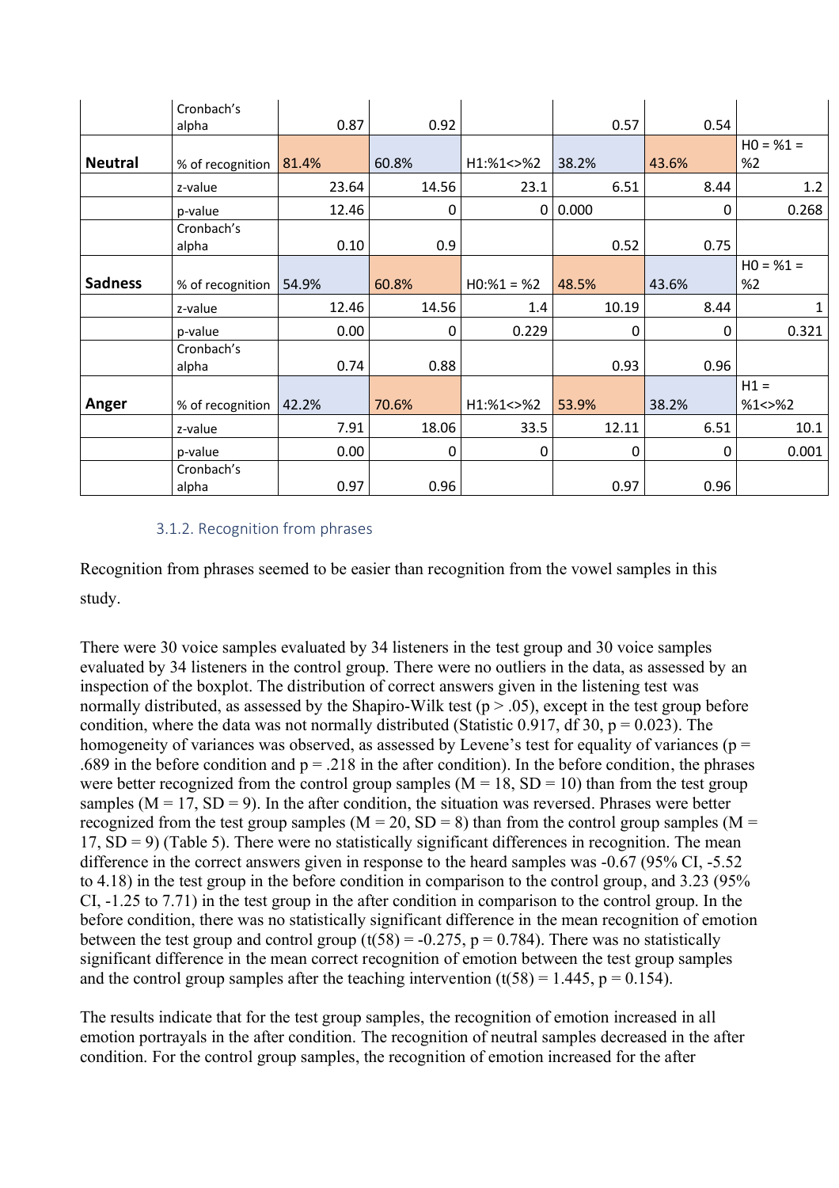| | | | | | | | |
|---|---|---|---|---|---|---|---|
| | Cronbach's alpha | 0.87 | 0.92 | | 0.57 | 0.54 | |
| **Neutral** | % of recognition | 81.4% | 60.8% | H1:%1<>%2 | 38.2% | 43.6% | H0 = %1 = %2 |
| | z-value | 23.64 | 14.56 | 23.1 | 6.51 | 8.44 | 1.2 |
| | p-value | 12.46 | 0 | 0 | 0.000 | 0 | 0.268 |
| | Cronbach's alpha | 0.10 | 0.9 | | 0.52 | 0.75 | |
| **Sadness** | % of recognition | 54.9% | 60.8% | H0:%1 = %2 | 48.5% | 43.6% | H0 = %1 = %2 |
| | z-value | 12.46 | 14.56 | 1.4 | 10.19 | 8.44 | 1 |
| | p-value | 0.00 | 0 | 0.229 | 0 | 0 | 0.321 |
| | Cronbach's alpha | 0.74 | 0.88 | | 0.93 | 0.96 | |
| **Anger** | % of recognition | 42.2% | 70.6% | H1:%1<>%2 | 53.9% | 38.2% | H1 = %1<>%2 |
| | z-value | 7.91 | 18.06 | 33.5 | 12.11 | 6.51 | 10.1 |
| | p-value | 0.00 | 0 | 0 | 0 | 0 | 0.001 |
| | Cronbach's alpha | 0.97 | 0.96 | | 0.97 | 0.96 | |

### 3.1.2. Recognition from phrases

Recognition from phrases seemed to be easier than recognition from the vowel samples in this study.

There were 30 voice samples evaluated by 34 listeners in the test group and 30 voice samples evaluated by 34 listeners in the control group. There were no outliers in the data, as assessed by an inspection of the boxplot. The distribution of correct answers given in the listening test was normally distributed, as assessed by the Shapiro-Wilk test ($p > .05$), except in the test group before condition, where the data was not normally distributed (Statistic 0.917, df 30, $p = 0.023$). The homogeneity of variances was observed, as assessed by Levene's test for equality of variances ($p = .689$ in the before condition and $p = .218$ in the after condition). In the before condition, the phrases were better recognized from the control group samples ($M = 18$, $SD = 10$) than from the test group samples ($M = 17$, $SD = 9$). In the after condition, the situation was reversed. Phrases were better recognized from the test group samples ($M = 20$, $SD = 8$) than from the control group samples ($M = 17$, $SD = 9$) (Table 5). There were no statistically significant differences in recognition. The mean difference in the correct answers given in response to the heard samples was -0.67 (95% CI, -5.52 to 4.18) in the test group in the before condition in comparison to the control group, and 3.23 (95% CI, -1.25 to 7.71) in the test group in the after condition in comparison to the control group. In the before condition, there was no statistically significant difference in the mean recognition of emotion between the test group and control group ($t(58) = -0.275$, $p = 0.784$). There was no statistically significant difference in the mean correct recognition of emotion between the test group samples and the control group samples after the teaching intervention ($t(58) = 1.445$, $p = 0.154$).

The results indicate that for the test group samples, the recognition of emotion increased in all emotion portrayals in the after condition. The recognition of neutral samples decreased in the after condition. For the control group samples, the recognition of emotion increased for the after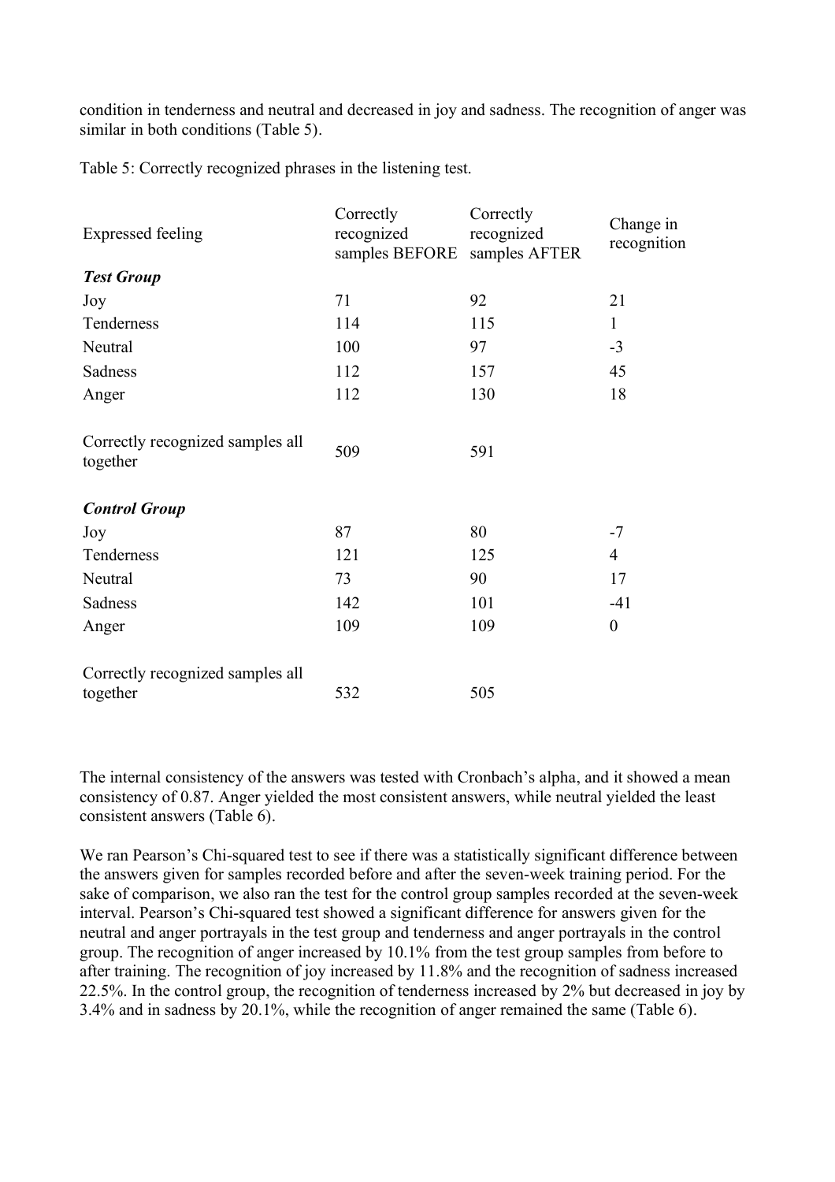condition in tenderness and neutral and decreased in joy and sadness. The recognition of anger was similar in both conditions (Table 5).

Table 5: Correctly recognized phrases in the listening test.

| Expressed feeling | Correctly recognized samples BEFORE | Correctly recognized samples AFTER | Change in recognition |
|---|---|---|---|
| ***Test Group*** | | | |
| Joy | 71 | 92 | 21 |
| Tenderness | 114 | 115 | 1 |
| Neutral | 100 | 97 | -3 |
| Sadness | 112 | 157 | 45 |
| Anger | 112 | 130 | 18 |
| Correctly recognized samples all together | 509 | 591 | |
| ***Control Group*** | | | |
| Joy | 87 | 80 | -7 |
| Tenderness | 121 | 125 | 4 |
| Neutral | 73 | 90 | 17 |
| Sadness | 142 | 101 | -41 |
| Anger | 109 | 109 | 0 |
| Correctly recognized samples all together | 532 | 505 | |

The internal consistency of the answers was tested with Cronbach's alpha, and it showed a mean consistency of 0.87. Anger yielded the most consistent answers, while neutral yielded the least consistent answers (Table 6).

We ran Pearson's Chi-squared test to see if there was a statistically significant difference between the answers given for samples recorded before and after the seven-week training period. For the sake of comparison, we also ran the test for the control group samples recorded at the seven-week interval. Pearson's Chi-squared test showed a significant difference for answers given for the neutral and anger portrayals in the test group and tenderness and anger portrayals in the control group. The recognition of anger increased by 10.1% from the test group samples from before to after training. The recognition of joy increased by 11.8% and the recognition of sadness increased 22.5%. In the control group, the recognition of tenderness increased by 2% but decreased in joy by 3.4% and in sadness by 20.1%, while the recognition of anger remained the same (Table 6).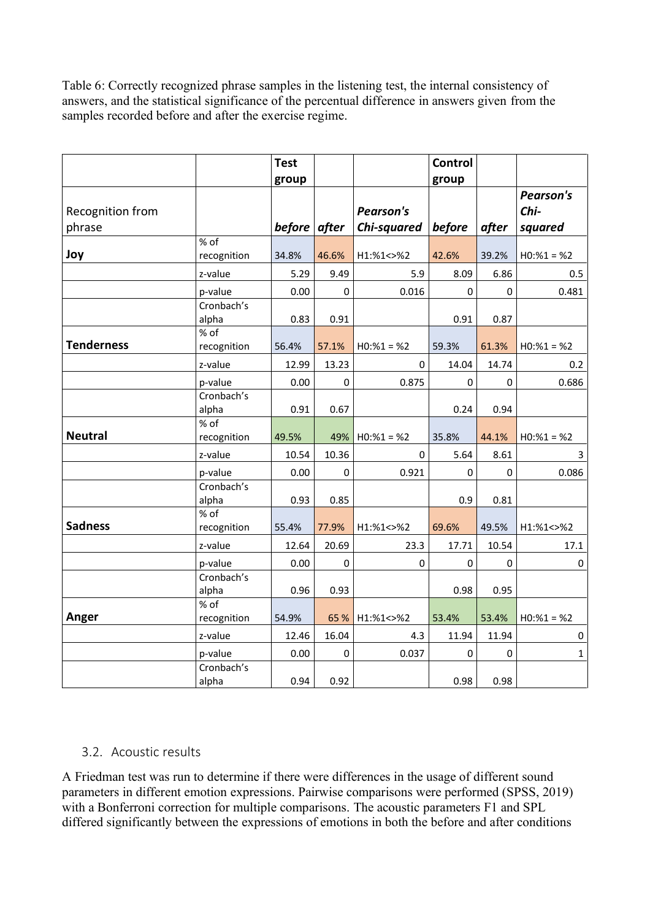Table 6: Correctly recognized phrase samples in the listening test, the internal consistency of answers, and the statistical significance of the percentual difference in answers given from the samples recorded before and after the exercise regime.

| | | Test group | | | Control group | | |
|---|---|---|---|---|---|---|---|
| Recognition from phrase | | *before* | *after* | *Pearson's Chi-squared* | *before* | *after* | *Pearson's Chi-squared* |
| **Joy** | % of recognition | 34.8% | 46.6% | H1:%1<>%2 | 42.6% | 39.2% | H0:%1 = %2 |
| | z-value | 5.29 | 9.49 | 5.9 | 8.09 | 6.86 | 0.5 |
| | p-value | 0.00 | 0 | 0.016 | 0 | 0 | 0.481 |
| | Cronbach's alpha | 0.83 | 0.91 | | 0.91 | 0.87 | |
| **Tenderness** | % of recognition | 56.4% | 57.1% | H0:%1 = %2 | 59.3% | 61.3% | H0:%1 = %2 |
| | z-value | 12.99 | 13.23 | 0 | 14.04 | 14.74 | 0.2 |
| | p-value | 0.00 | 0 | 0.875 | 0 | 0 | 0.686 |
| | Cronbach's alpha | 0.91 | 0.67 | | 0.24 | 0.94 | |
| **Neutral** | % of recognition | 49.5% | 49% | H0:%1 = %2 | 35.8% | 44.1% | H0:%1 = %2 |
| | z-value | 10.54 | 10.36 | 0 | 5.64 | 8.61 | 3 |
| | p-value | 0.00 | 0 | 0.921 | 0 | 0 | 0.086 |
| | Cronbach's alpha | 0.93 | 0.85 | | 0.9 | 0.81 | |
| **Sadness** | % of recognition | 55.4% | 77.9% | H1:%1<>%2 | 69.6% | 49.5% | H1:%1<>%2 |
| | z-value | 12.64 | 20.69 | 23.3 | 17.71 | 10.54 | 17.1 |
| | p-value | 0.00 | 0 | 0 | 0 | 0 | 0 |
| | Cronbach's alpha | 0.96 | 0.93 | | 0.98 | 0.95 | |
| **Anger** | % of recognition | 54.9% | 65 % | H1:%1<>%2 | 53.4% | 53.4% | H0:%1 = %2 |
| | z-value | 12.46 | 16.04 | 4.3 | 11.94 | 11.94 | 0 |
| | p-value | 0.00 | 0 | 0.037 | 0 | 0 | 1 |
| | Cronbach's alpha | 0.94 | 0.92 | | 0.98 | 0.98 | |

### 3.2. Acoustic results

A Friedman test was run to determine if there were differences in the usage of different sound parameters in different emotion expressions. Pairwise comparisons were performed (SPSS, 2019) with a Bonferroni correction for multiple comparisons. The acoustic parameters F1 and SPL differed significantly between the expressions of emotions in both the before and after conditions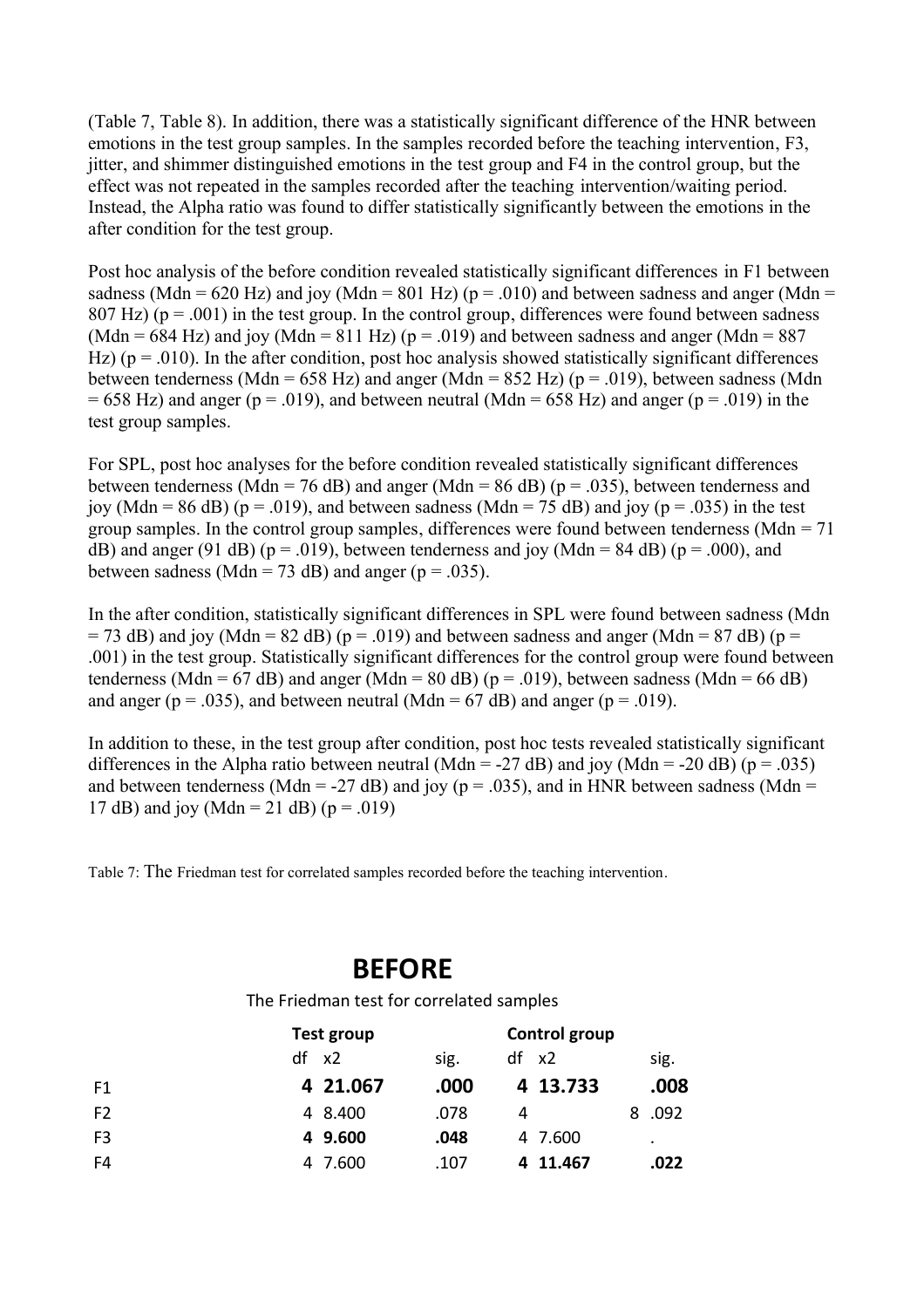(Table 7, Table 8). In addition, there was a statistically significant difference of the HNR between emotions in the test group samples. In the samples recorded before the teaching intervention, F3, jitter, and shimmer distinguished emotions in the test group and F4 in the control group, but the effect was not repeated in the samples recorded after the teaching intervention/waiting period. Instead, the Alpha ratio was found to differ statistically significantly between the emotions in the after condition for the test group.

Post hoc analysis of the before condition revealed statistically significant differences in F1 between sadness (Mdn = 620 Hz) and joy (Mdn = 801 Hz) (p = .010) and between sadness and anger (Mdn = 807 Hz) (p = .001) in the test group. In the control group, differences were found between sadness (Mdn = 684 Hz) and joy (Mdn = 811 Hz) (p = .019) and between sadness and anger (Mdn = 887 Hz) (p = .010). In the after condition, post hoc analysis showed statistically significant differences between tenderness (Mdn = 658 Hz) and anger (Mdn = 852 Hz) (p = .019), between sadness (Mdn = 658 Hz) and anger (p = .019), and between neutral (Mdn = 658 Hz) and anger (p = .019) in the test group samples.

For SPL, post hoc analyses for the before condition revealed statistically significant differences between tenderness (Mdn = 76 dB) and anger (Mdn = 86 dB) (p = .035), between tenderness and joy (Mdn = 86 dB) (p = .019), and between sadness (Mdn = 75 dB) and joy (p = .035) in the test group samples. In the control group samples, differences were found between tenderness (Mdn = 71 dB) and anger (91 dB) (p = .019), between tenderness and joy (Mdn = 84 dB) (p = .000), and between sadness (Mdn = 73 dB) and anger (p = .035).

In the after condition, statistically significant differences in SPL were found between sadness (Mdn = 73 dB) and joy (Mdn = 82 dB) (p = .019) and between sadness and anger (Mdn = 87 dB) (p = .001) in the test group. Statistically significant differences for the control group were found between tenderness (Mdn = 67 dB) and anger (Mdn = 80 dB) (p = .019), between sadness (Mdn = 66 dB) and anger (p = .035), and between neutral (Mdn = 67 dB) and anger (p = .019).

In addition to these, in the test group after condition, post hoc tests revealed statistically significant differences in the Alpha ratio between neutral (Mdn = -27 dB) and joy (Mdn = -20 dB) (p = .035) and between tenderness (Mdn = -27 dB) and joy (p = .035), and in HNR between sadness (Mdn = 17 dB) and joy (Mdn = 21 dB) (p = .019)

Table 7: The Friedman test for correlated samples recorded before the teaching intervention.

## BEFORE

The Friedman test for correlated samples

| | Test group | | | Control group | | |
|---|---|---|---|---|---|---|
| | df | x2 | sig. | df | x2 | sig. |
| F1 | **4** | **21.067** | **.000** | **4** | **13.733** | **.008** |
| F2 | 4 | 8.400 | .078 | 4 | 8 | .092 |
| F3 | **4** | **9.600** | **.048** | 4 | 7.600 | . |
| F4 | 4 | 7.600 | .107 | **4** | **11.467** | **.022** |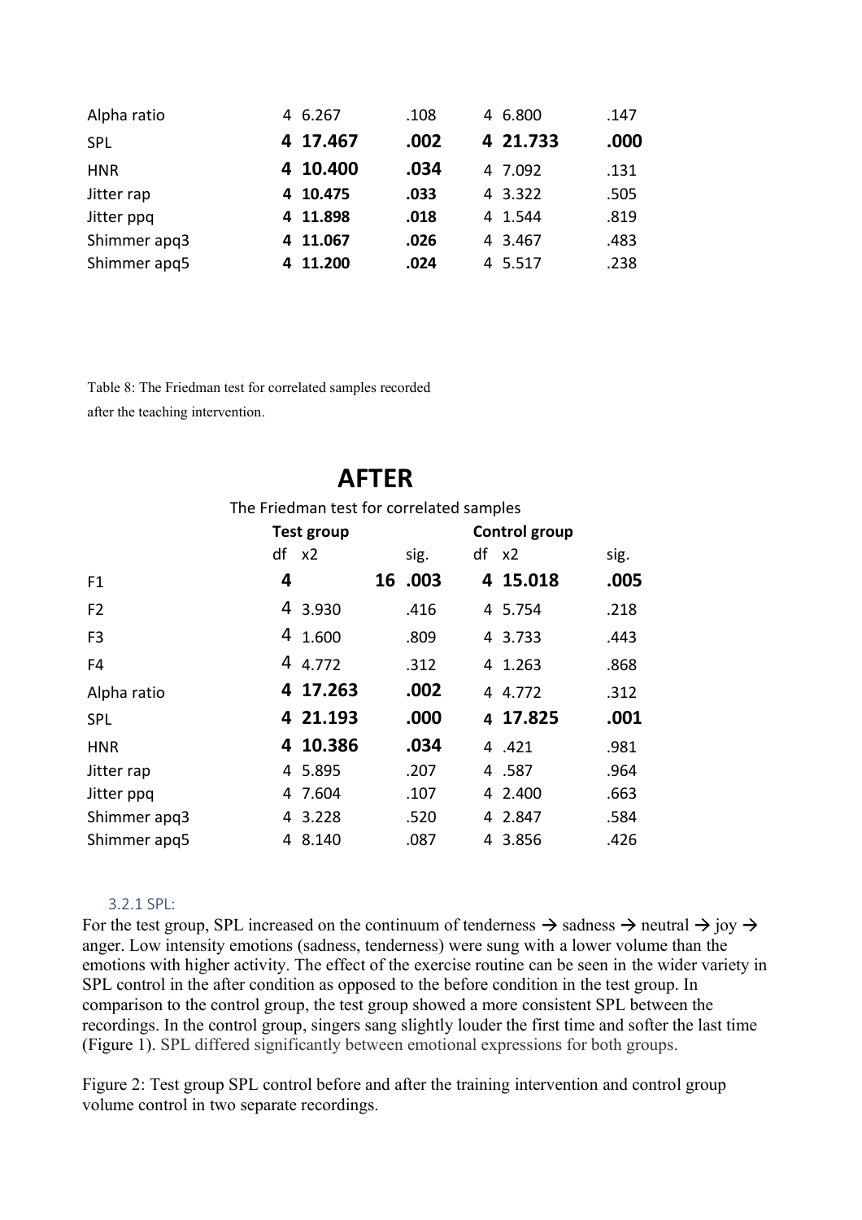| | | | | | | |
|---|---|---|---|---|---|---|
| Alpha ratio | 4 | 6.267 | .108 | 4 | 6.800 | .147 |
| SPL | **4** | **17.467** | **.002** | **4** | **21.733** | **.000** |
| HNR | **4** | **10.400** | **.034** | 4 | 7.092 | .131 |
| Jitter rap | **4** | **10.475** | **.033** | 4 | 3.322 | .505 |
| Jitter ppq | **4** | **11.898** | **.018** | 4 | 1.544 | .819 |
| Shimmer apq3 | **4** | **11.067** | **.026** | 4 | 3.467 | .483 |
| Shimmer apq5 | **4** | **11.200** | **.024** | 4 | 5.517 | .238 |

Table 8: The Friedman test for correlated samples recorded after the teaching intervention.

## AFTER

The Friedman test for correlated samples

| | **Test group** | | | **Control group** | | |
|---|---|---|---|---|---|---|
| | df | x2 | sig. | df | x2 | sig. |
| F1 | **4** | **16** | **.003** | **4** | **15.018** | **.005** |
| F2 | 4 | 3.930 | .416 | 4 | 5.754 | .218 |
| F3 | 4 | 1.600 | .809 | 4 | 3.733 | .443 |
| F4 | 4 | 4.772 | .312 | 4 | 1.263 | .868 |
| Alpha ratio | **4** | **17.263** | **.002** | 4 | 4.772 | .312 |
| SPL | **4** | **21.193** | **.000** | **4** | **17.825** | **.001** |
| HNR | **4** | **10.386** | **.034** | 4 | .421 | .981 |
| Jitter rap | 4 | 5.895 | .207 | 4 | .587 | .964 |
| Jitter ppq | 4 | 7.604 | .107 | 4 | 2.400 | .663 |
| Shimmer apq3 | 4 | 3.228 | .520 | 4 | 2.847 | .584 |
| Shimmer apq5 | 4 | 8.140 | .087 | 4 | 3.856 | .426 |

### 3.2.1 SPL:

For the test group, SPL increased on the continuum of tenderness → sadness → neutral → joy → anger. Low intensity emotions (sadness, tenderness) were sung with a lower volume than the emotions with higher activity. The effect of the exercise routine can be seen in the wider variety in SPL control in the after condition as opposed to the before condition in the test group. In comparison to the control group, the test group showed a more consistent SPL between the recordings. In the control group, singers sang slightly louder the first time and softer the last time (Figure 1). SPL differed significantly between emotional expressions for both groups.

Figure 2: Test group SPL control before and after the training intervention and control group volume control in two separate recordings.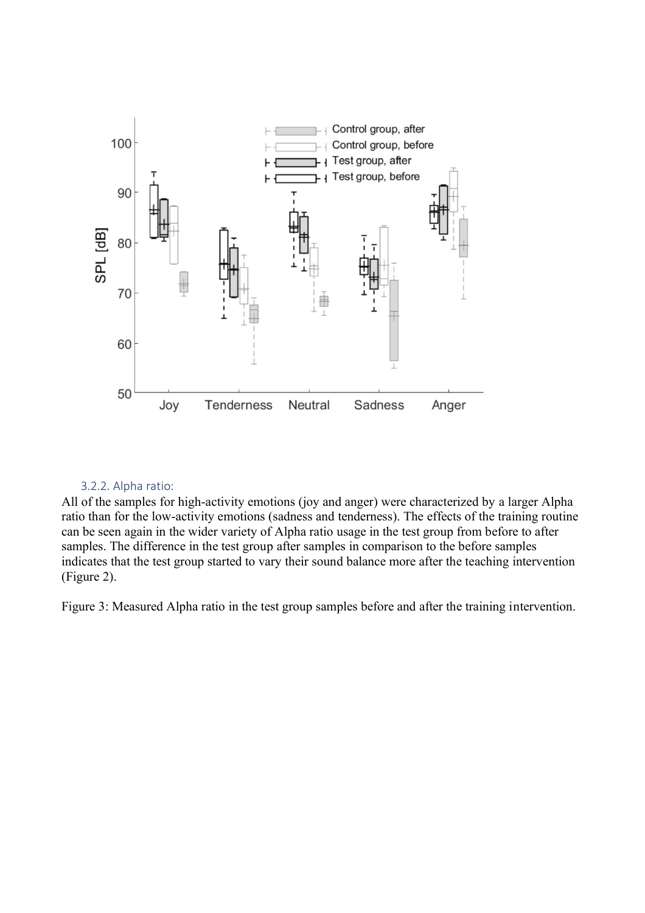Control group, after
Control group, before
Test group, after
Test group, before

100
90
80
70
60
50

SPL [dB]

Joy Tenderness Neutral Sadness Anger

#### 3.2.2. Alpha ratio:

All of the samples for high-activity emotions (joy and anger) were characterized by a larger Alpha ratio than for the low-activity emotions (sadness and tenderness). The effects of the training routine can be seen again in the wider variety of Alpha ratio usage in the test group from before to after samples. The difference in the test group after samples in comparison to the before samples indicates that the test group started to vary their sound balance more after the teaching intervention (Figure 2).

Figure 3: Measured Alpha ratio in the test group samples before and after the training intervention.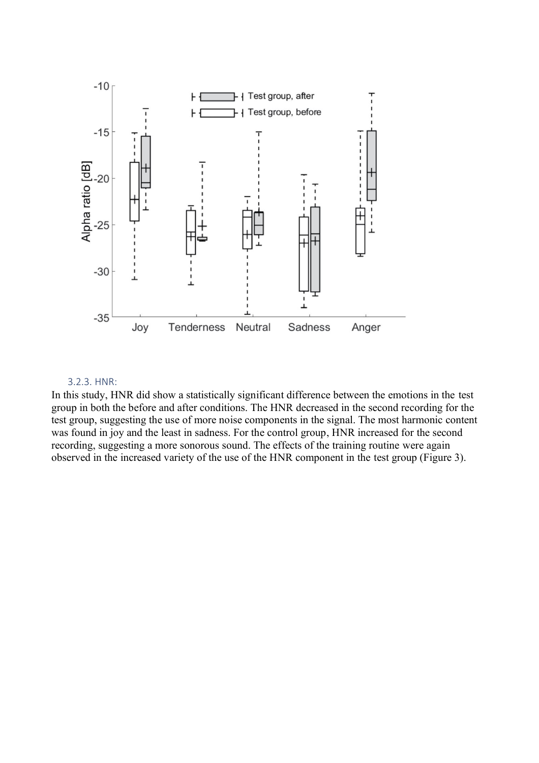-10

-15

-20

-25

-30

-35

Alpha ratio [dB]

Test group, after

Test group, before

Joy

Tenderness

Neutral

Sadness

Anger

### 3.2.3. HNR:

In this study, HNR did show a statistically significant difference between the emotions in the test group in both the before and after conditions. The HNR decreased in the second recording for the test group, suggesting the use of more noise components in the signal. The most harmonic content was found in joy and the least in sadness. For the control group, HNR increased for the second recording, suggesting a more sonorous sound. The effects of the training routine were again observed in the increased variety of the use of the HNR component in the test group (Figure 3).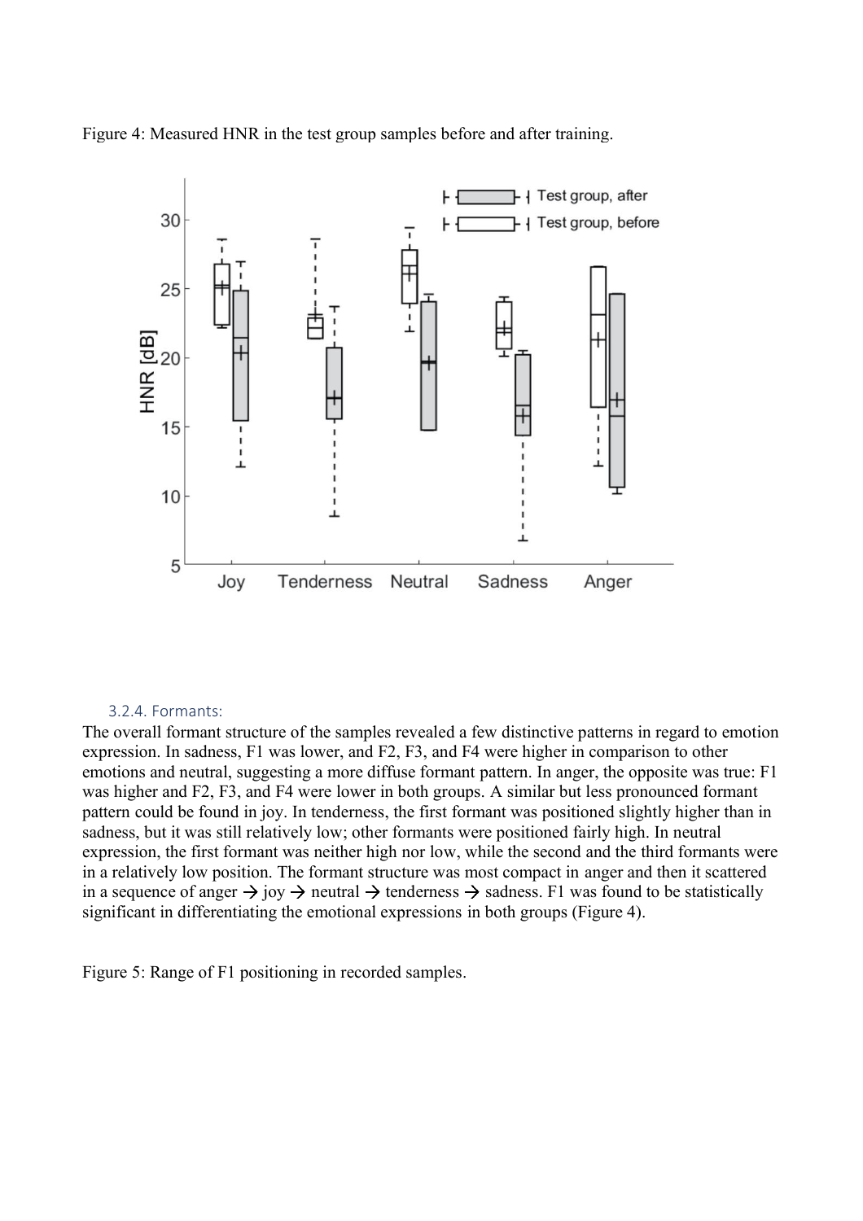Figure 4: Measured HNR in the test group samples before and after training.

Test group, after
Test group, before
HNR [dB]
30
25
20
15
10
5
Joy Tenderness Neutral Sadness Anger

### 3.2.4. Formants:

The overall formant structure of the samples revealed a few distinctive patterns in regard to emotion expression. In sadness, F1 was lower, and F2, F3, and F4 were higher in comparison to other emotions and neutral, suggesting a more diffuse formant pattern. In anger, the opposite was true: F1 was higher and F2, F3, and F4 were lower in both groups. A similar but less pronounced formant pattern could be found in joy. In tenderness, the first formant was positioned slightly higher than in sadness, but it was still relatively low; other formants were positioned fairly high. In neutral expression, the first formant was neither high nor low, while the second and the third formants were in a relatively low position. The formant structure was most compact in anger and then it scattered in a sequence of anger → joy → neutral → tenderness → sadness. F1 was found to be statistically significant in differentiating the emotional expressions in both groups (Figure 4).

Figure 5: Range of F1 positioning in recorded samples.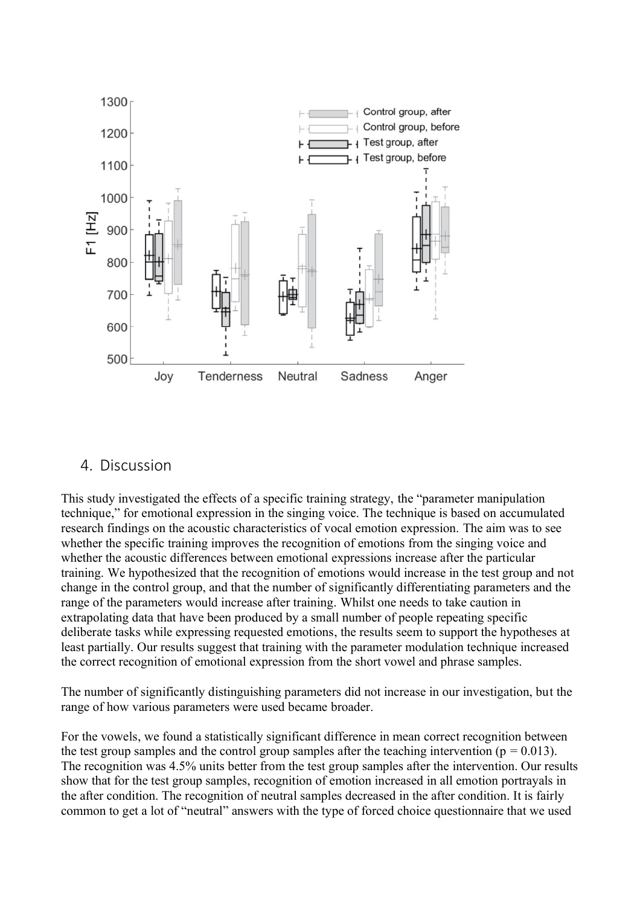1300
1200
1100
1000
900
800
700
600
500

F1 [Hz]

Control group, after
Control group, before
Test group, after
Test group, before

Joy Tenderness Neutral Sadness Anger

## 4. Discussion

This study investigated the effects of a specific training strategy, the "parameter manipulation technique," for emotional expression in the singing voice. The technique is based on accumulated research findings on the acoustic characteristics of vocal emotion expression. The aim was to see whether the specific training improves the recognition of emotions from the singing voice and whether the acoustic differences between emotional expressions increase after the particular training. We hypothesized that the recognition of emotions would increase in the test group and not change in the control group, and that the number of significantly differentiating parameters and the range of the parameters would increase after training. Whilst one needs to take caution in extrapolating data that have been produced by a small number of people repeating specific deliberate tasks while expressing requested emotions, the results seem to support the hypotheses at least partially. Our results suggest that training with the parameter modulation technique increased the correct recognition of emotional expression from the short vowel and phrase samples.

The number of significantly distinguishing parameters did not increase in our investigation, but the range of how various parameters were used became broader.

For the vowels, we found a statistically significant difference in mean correct recognition between the test group samples and the control group samples after the teaching intervention ($p = 0.013$). The recognition was 4.5% units better from the test group samples after the intervention. Our results show that for the test group samples, recognition of emotion increased in all emotion portrayals in the after condition. The recognition of neutral samples decreased in the after condition. It is fairly common to get a lot of "neutral" answers with the type of forced choice questionnaire that we used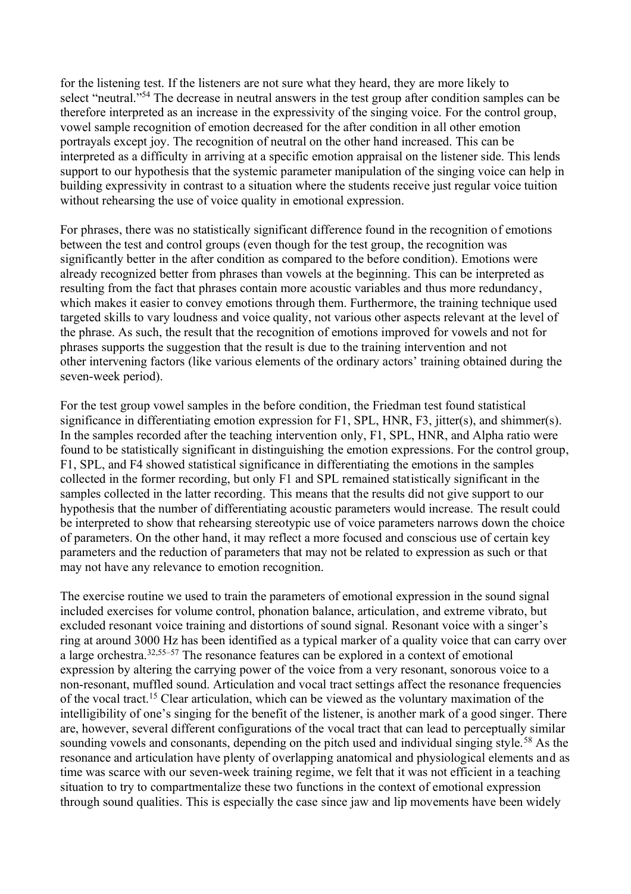for the listening test. If the listeners are not sure what they heard, they are more likely to select "neutral."[54] The decrease in neutral answers in the test group after condition samples can be therefore interpreted as an increase in the expressivity of the singing voice. For the control group, vowel sample recognition of emotion decreased for the after condition in all other emotion portrayals except joy. The recognition of neutral on the other hand increased. This can be interpreted as a difficulty in arriving at a specific emotion appraisal on the listener side. This lends support to our hypothesis that the systemic parameter manipulation of the singing voice can help in building expressivity in contrast to a situation where the students receive just regular voice tuition without rehearsing the use of voice quality in emotional expression.

For phrases, there was no statistically significant difference found in the recognition of emotions between the test and control groups (even though for the test group, the recognition was significantly better in the after condition as compared to the before condition). Emotions were already recognized better from phrases than vowels at the beginning. This can be interpreted as resulting from the fact that phrases contain more acoustic variables and thus more redundancy, which makes it easier to convey emotions through them. Furthermore, the training technique used targeted skills to vary loudness and voice quality, not various other aspects relevant at the level of the phrase. As such, the result that the recognition of emotions improved for vowels and not for phrases supports the suggestion that the result is due to the training intervention and not other intervening factors (like various elements of the ordinary actors' training obtained during the seven-week period).

For the test group vowel samples in the before condition, the Friedman test found statistical significance in differentiating emotion expression for F1, SPL, HNR, F3, jitter(s), and shimmer(s). In the samples recorded after the teaching intervention only, F1, SPL, HNR, and Alpha ratio were found to be statistically significant in distinguishing the emotion expressions. For the control group, F1, SPL, and F4 showed statistical significance in differentiating the emotions in the samples collected in the former recording, but only F1 and SPL remained statistically significant in the samples collected in the latter recording. This means that the results did not give support to our hypothesis that the number of differentiating acoustic parameters would increase. The result could be interpreted to show that rehearsing stereotypic use of voice parameters narrows down the choice of parameters. On the other hand, it may reflect a more focused and conscious use of certain key parameters and the reduction of parameters that may not be related to expression as such or that may not have any relevance to emotion recognition.

The exercise routine we used to train the parameters of emotional expression in the sound signal included exercises for volume control, phonation balance, articulation, and extreme vibrato, but excluded resonant voice training and distortions of sound signal. Resonant voice with a singer's ring at around 3000 Hz has been identified as a typical marker of a quality voice that can carry over a large orchestra.[32,55–57] The resonance features can be explored in a context of emotional expression by altering the carrying power of the voice from a very resonant, sonorous voice to a non-resonant, muffled sound. Articulation and vocal tract settings affect the resonance frequencies of the vocal tract.[15] Clear articulation, which can be viewed as the voluntary maximation of the intelligibility of one's singing for the benefit of the listener, is another mark of a good singer. There are, however, several different configurations of the vocal tract that can lead to perceptually similar sounding vowels and consonants, depending on the pitch used and individual singing style.[58] As the resonance and articulation have plenty of overlapping anatomical and physiological elements and as time was scarce with our seven-week training regime, we felt that it was not efficient in a teaching situation to try to compartmentalize these two functions in the context of emotional expression through sound qualities. This is especially the case since jaw and lip movements have been widely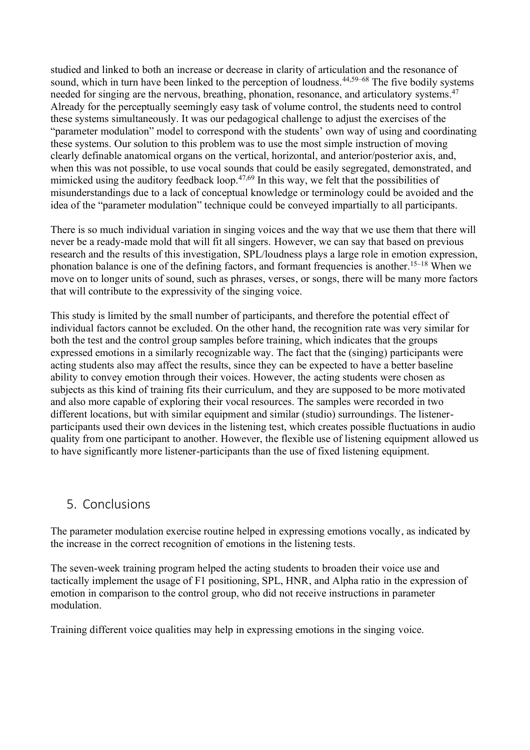studied and linked to both an increase or decrease in clarity of articulation and the resonance of sound, which in turn have been linked to the perception of loudness.[44,59–68] The five bodily systems needed for singing are the nervous, breathing, phonation, resonance, and articulatory systems.[47] Already for the perceptually seemingly easy task of volume control, the students need to control these systems simultaneously. It was our pedagogical challenge to adjust the exercises of the "parameter modulation" model to correspond with the students' own way of using and coordinating these systems. Our solution to this problem was to use the most simple instruction of moving clearly definable anatomical organs on the vertical, horizontal, and anterior/posterior axis, and, when this was not possible, to use vocal sounds that could be easily segregated, demonstrated, and mimicked using the auditory feedback loop.[47,69] In this way, we felt that the possibilities of misunderstandings due to a lack of conceptual knowledge or terminology could be avoided and the idea of the "parameter modulation" technique could be conveyed impartially to all participants.

There is so much individual variation in singing voices and the way that we use them that there will never be a ready-made mold that will fit all singers. However, we can say that based on previous research and the results of this investigation, SPL/loudness plays a large role in emotion expression, phonation balance is one of the defining factors, and formant frequencies is another.[15–18] When we move on to longer units of sound, such as phrases, verses, or songs, there will be many more factors that will contribute to the expressivity of the singing voice.

This study is limited by the small number of participants, and therefore the potential effect of individual factors cannot be excluded. On the other hand, the recognition rate was very similar for both the test and the control group samples before training, which indicates that the groups expressed emotions in a similarly recognizable way. The fact that the (singing) participants were acting students also may affect the results, since they can be expected to have a better baseline ability to convey emotion through their voices. However, the acting students were chosen as subjects as this kind of training fits their curriculum, and they are supposed to be more motivated and also more capable of exploring their vocal resources. The samples were recorded in two different locations, but with similar equipment and similar (studio) surroundings. The listener-participants used their own devices in the listening test, which creates possible fluctuations in audio quality from one participant to another. However, the flexible use of listening equipment allowed us to have significantly more listener-participants than the use of fixed listening equipment.

## 5. Conclusions

The parameter modulation exercise routine helped in expressing emotions vocally, as indicated by the increase in the correct recognition of emotions in the listening tests.

The seven-week training program helped the acting students to broaden their voice use and tactically implement the usage of F1 positioning, SPL, HNR, and Alpha ratio in the expression of emotion in comparison to the control group, who did not receive instructions in parameter modulation.

Training different voice qualities may help in expressing emotions in the singing voice.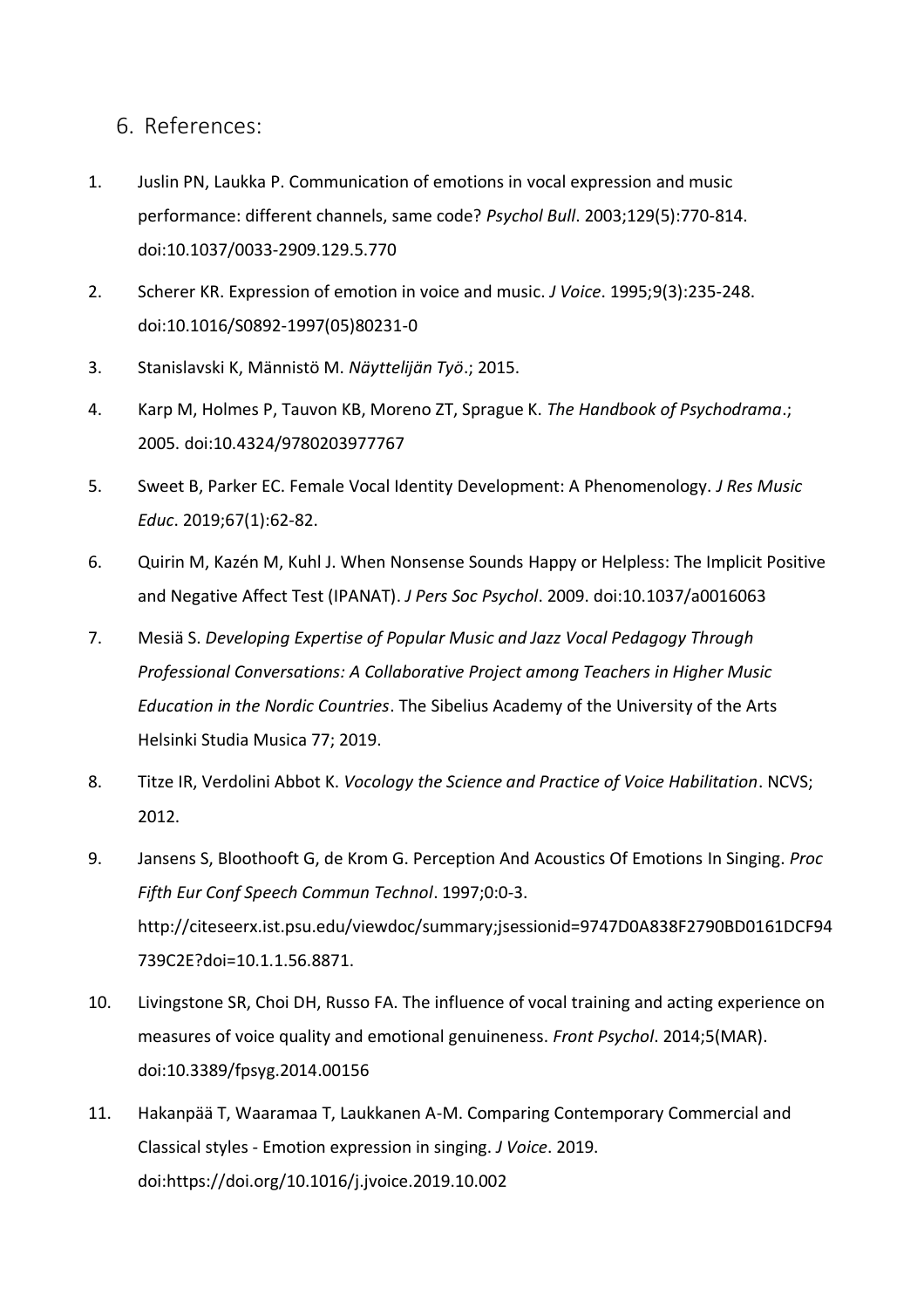## 6. References:

1. Juslin PN, Laukka P. Communication of emotions in vocal expression and music performance: different channels, same code? *Psychol Bull*. 2003;129(5):770-814. doi:10.1037/0033-2909.129.5.770

2. Scherer KR. Expression of emotion in voice and music. *J Voice*. 1995;9(3):235-248. doi:10.1016/S0892-1997(05)80231-0

3. Stanislavski K, Männistö M. *Näyttelijän Työ*.; 2015.

4. Karp M, Holmes P, Tauvon KB, Moreno ZT, Sprague K. *The Handbook of Psychodrama*.; 2005. doi:10.4324/9780203977767

5. Sweet B, Parker EC. Female Vocal Identity Development: A Phenomenology. *J Res Music Educ*. 2019;67(1):62-82.

6. Quirin M, Kazén M, Kuhl J. When Nonsense Sounds Happy or Helpless: The Implicit Positive and Negative Affect Test (IPANAT). *J Pers Soc Psychol*. 2009. doi:10.1037/a0016063

7. Mesiä S. *Developing Expertise of Popular Music and Jazz Vocal Pedagogy Through Professional Conversations: A Collaborative Project among Teachers in Higher Music Education in the Nordic Countries*. The Sibelius Academy of the University of the Arts Helsinki Studia Musica 77; 2019.

8. Titze IR, Verdolini Abbot K. *Vocology the Science and Practice of Voice Habilitation*. NCVS; 2012.

9. Jansens S, Bloothooft G, de Krom G. Perception And Acoustics Of Emotions In Singing. *Proc Fifth Eur Conf Speech Commun Technol*. 1997;0:0-3. http://citeseerx.ist.psu.edu/viewdoc/summary;jsessionid=9747D0A838F2790BD0161DCF94739C2E?doi=10.1.1.56.8871.

10. Livingstone SR, Choi DH, Russo FA. The influence of vocal training and acting experience on measures of voice quality and emotional genuineness. *Front Psychol*. 2014;5(MAR). doi:10.3389/fpsyg.2014.00156

11. Hakanpää T, Waaramaa T, Laukkanen A-M. Comparing Contemporary Commercial and Classical styles - Emotion expression in singing. *J Voice*. 2019. doi:https://doi.org/10.1016/j.jvoice.2019.10.002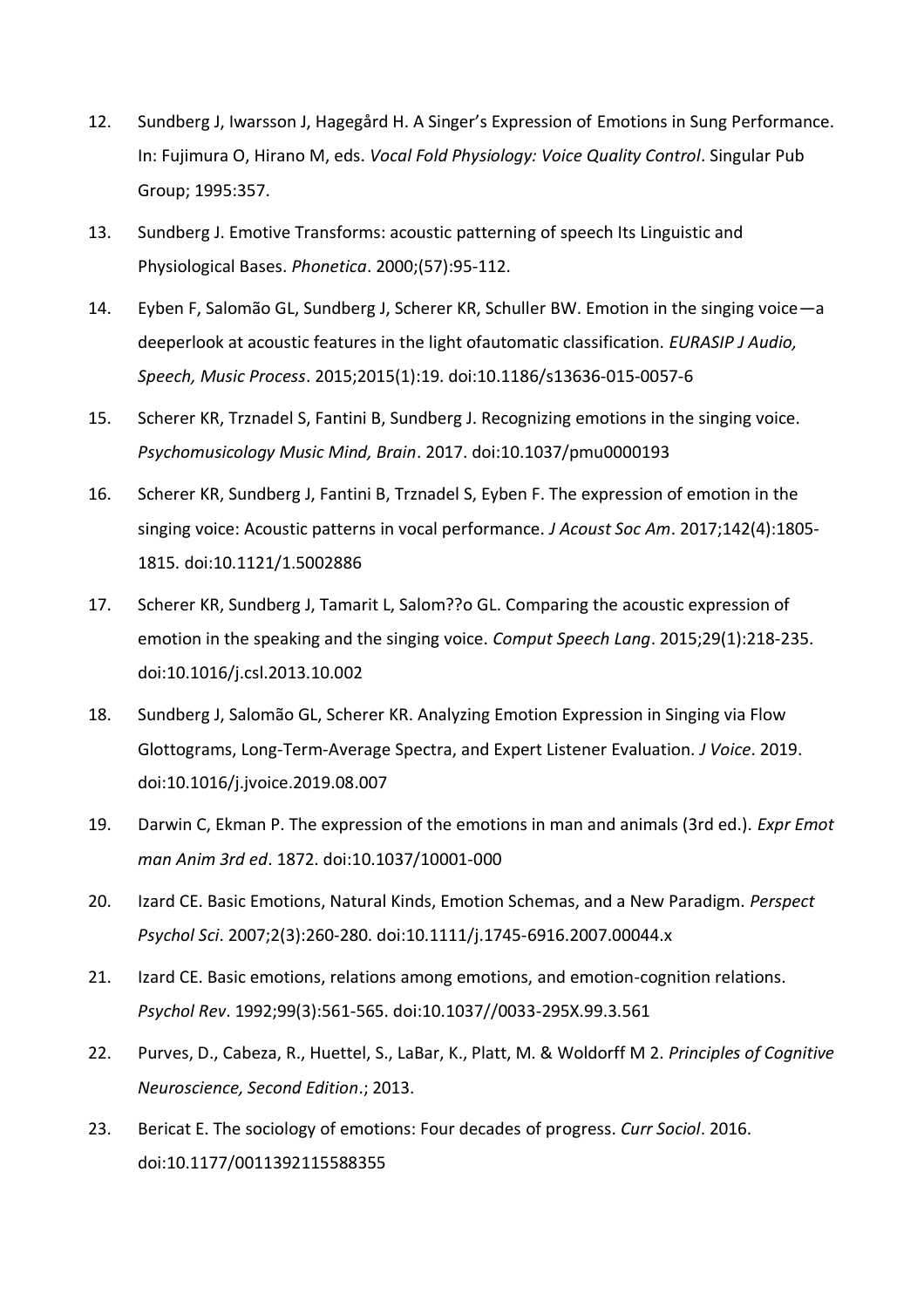12. Sundberg J, Iwarsson J, Hagegård H. A Singer's Expression of Emotions in Sung Performance. In: Fujimura O, Hirano M, eds. *Vocal Fold Physiology: Voice Quality Control*. Singular Pub Group; 1995:357.

13. Sundberg J. Emotive Transforms: acoustic patterning of speech Its Linguistic and Physiological Bases. *Phonetica*. 2000;(57):95-112.

14. Eyben F, Salomão GL, Sundberg J, Scherer KR, Schuller BW. Emotion in the singing voice—a deeperlook at acoustic features in the light ofautomatic classification. *EURASIP J Audio, Speech, Music Process*. 2015;2015(1):19. doi:10.1186/s13636-015-0057-6

15. Scherer KR, Trznadel S, Fantini B, Sundberg J. Recognizing emotions in the singing voice. *Psychomusicology Music Mind, Brain*. 2017. doi:10.1037/pmu0000193

16. Scherer KR, Sundberg J, Fantini B, Trznadel S, Eyben F. The expression of emotion in the singing voice: Acoustic patterns in vocal performance. *J Acoust Soc Am*. 2017;142(4):1805-1815. doi:10.1121/1.5002886

17. Scherer KR, Sundberg J, Tamarit L, Salom??o GL. Comparing the acoustic expression of emotion in the speaking and the singing voice. *Comput Speech Lang*. 2015;29(1):218-235. doi:10.1016/j.csl.2013.10.002

18. Sundberg J, Salomão GL, Scherer KR. Analyzing Emotion Expression in Singing via Flow Glottograms, Long-Term-Average Spectra, and Expert Listener Evaluation. *J Voice*. 2019. doi:10.1016/j.jvoice.2019.08.007

19. Darwin C, Ekman P. The expression of the emotions in man and animals (3rd ed.). *Expr Emot man Anim 3rd ed*. 1872. doi:10.1037/10001-000

20. Izard CE. Basic Emotions, Natural Kinds, Emotion Schemas, and a New Paradigm. *Perspect Psychol Sci*. 2007;2(3):260-280. doi:10.1111/j.1745-6916.2007.00044.x

21. Izard CE. Basic emotions, relations among emotions, and emotion-cognition relations. *Psychol Rev*. 1992;99(3):561-565. doi:10.1037//0033-295X.99.3.561

22. Purves, D., Cabeza, R., Huettel, S., LaBar, K., Platt, M. & Woldorff M 2. *Principles of Cognitive Neuroscience, Second Edition*.; 2013.

23. Bericat E. The sociology of emotions: Four decades of progress. *Curr Sociol*. 2016. doi:10.1177/0011392115588355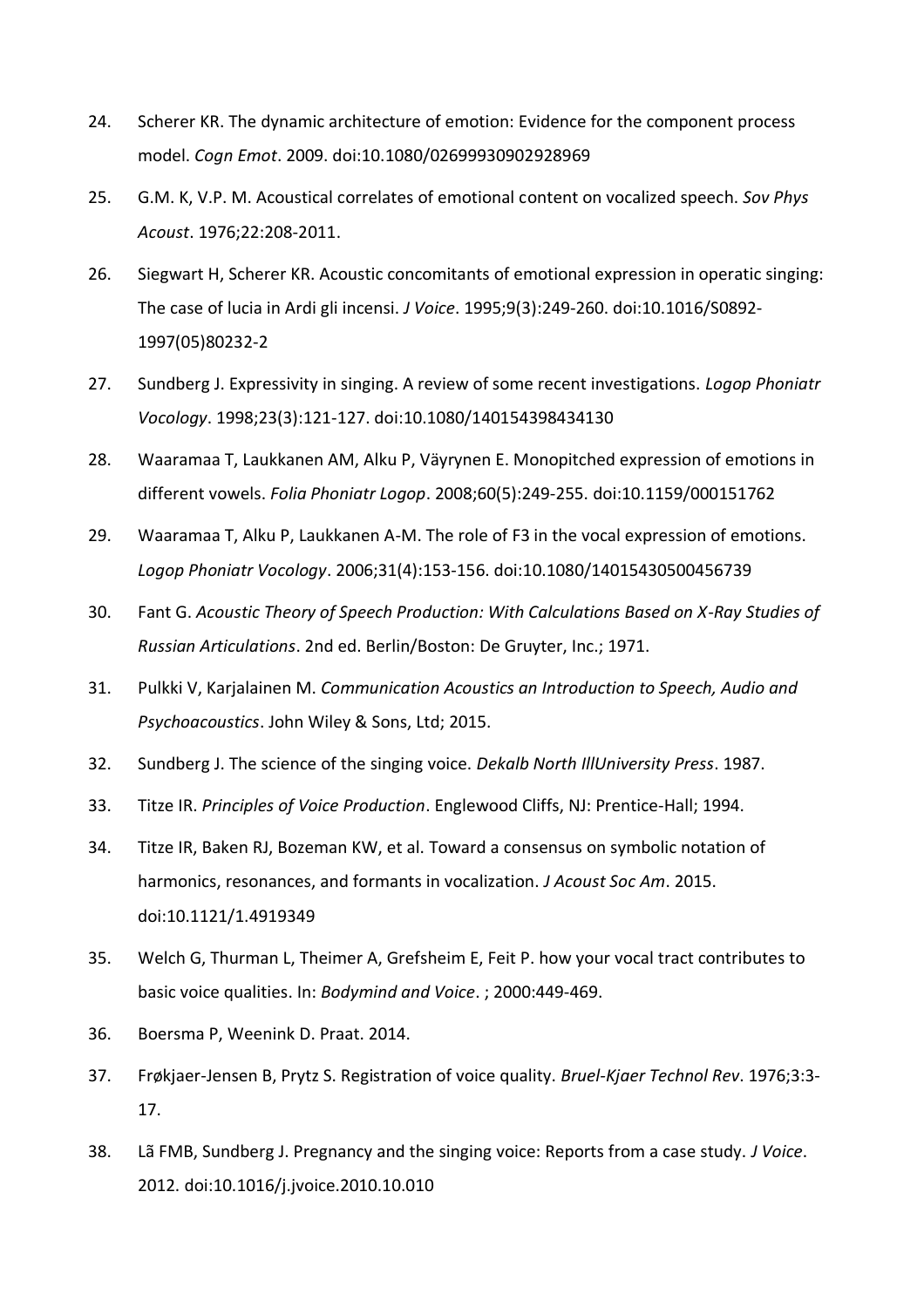24. Scherer KR. The dynamic architecture of emotion: Evidence for the component process model. *Cogn Emot*. 2009. doi:10.1080/02699930902928969

25. G.M. K, V.P. M. Acoustical correlates of emotional content on vocalized speech. *Sov Phys Acoust*. 1976;22:208-2011.

26. Siegwart H, Scherer KR. Acoustic concomitants of emotional expression in operatic singing: The case of lucia in Ardi gli incensi. *J Voice*. 1995;9(3):249-260. doi:10.1016/S0892-1997(05)80232-2

27. Sundberg J. Expressivity in singing. A review of some recent investigations. *Logop Phoniatr Vocology*. 1998;23(3):121-127. doi:10.1080/140154398434130

28. Waaramaa T, Laukkanen AM, Alku P, Väyrynen E. Monopitched expression of emotions in different vowels. *Folia Phoniatr Logop*. 2008;60(5):249-255. doi:10.1159/000151762

29. Waaramaa T, Alku P, Laukkanen A-M. The role of F3 in the vocal expression of emotions. *Logop Phoniatr Vocology*. 2006;31(4):153-156. doi:10.1080/14015430500456739

30. Fant G. *Acoustic Theory of Speech Production: With Calculations Based on X-Ray Studies of Russian Articulations*. 2nd ed. Berlin/Boston: De Gruyter, Inc.; 1971.

31. Pulkki V, Karjalainen M. *Communication Acoustics an Introduction to Speech, Audio and Psychoacoustics*. John Wiley & Sons, Ltd; 2015.

32. Sundberg J. The science of the singing voice. *Dekalb North IllUniversity Press*. 1987.

33. Titze IR. *Principles of Voice Production*. Englewood Cliffs, NJ: Prentice-Hall; 1994.

34. Titze IR, Baken RJ, Bozeman KW, et al. Toward a consensus on symbolic notation of harmonics, resonances, and formants in vocalization. *J Acoust Soc Am*. 2015. doi:10.1121/1.4919349

35. Welch G, Thurman L, Theimer A, Grefsheim E, Feit P. how your vocal tract contributes to basic voice qualities. In: *Bodymind and Voice*. ; 2000:449-469.

36. Boersma P, Weenink D. Praat. 2014.

37. Frøkjaer-Jensen B, Prytz S. Registration of voice quality. *Bruel-Kjaer Technol Rev*. 1976;3:3-17.

38. Lã FMB, Sundberg J. Pregnancy and the singing voice: Reports from a case study. *J Voice*. 2012. doi:10.1016/j.jvoice.2010.10.010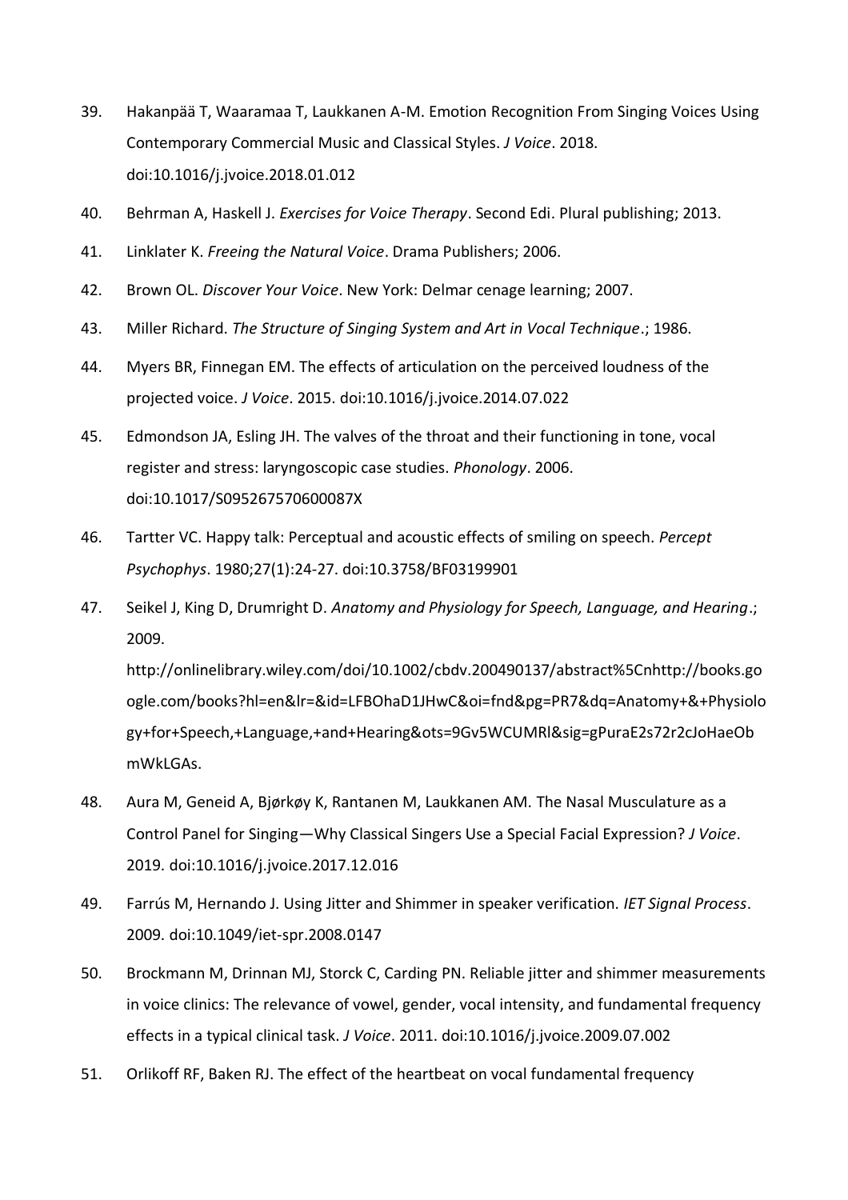39. Hakanpää T, Waaramaa T, Laukkanen A-M. Emotion Recognition From Singing Voices Using Contemporary Commercial Music and Classical Styles. *J Voice*. 2018. doi:10.1016/j.jvoice.2018.01.012

40. Behrman A, Haskell J. *Exercises for Voice Therapy*. Second Edi. Plural publishing; 2013.

41. Linklater K. *Freeing the Natural Voice*. Drama Publishers; 2006.

42. Brown OL. *Discover Your Voice*. New York: Delmar cenage learning; 2007.

43. Miller Richard. *The Structure of Singing System and Art in Vocal Technique*.; 1986.

44. Myers BR, Finnegan EM. The effects of articulation on the perceived loudness of the projected voice. *J Voice*. 2015. doi:10.1016/j.jvoice.2014.07.022

45. Edmondson JA, Esling JH. The valves of the throat and their functioning in tone, vocal register and stress: laryngoscopic case studies. *Phonology*. 2006. doi:10.1017/S095267570600087X

46. Tartter VC. Happy talk: Perceptual and acoustic effects of smiling on speech. *Percept Psychophys*. 1980;27(1):24-27. doi:10.3758/BF03199901

47. Seikel J, King D, Drumright D. *Anatomy and Physiology for Speech, Language, and Hearing*.; 2009. http://onlinelibrary.wiley.com/doi/10.1002/cbdv.200490137/abstract%5Cnhttp://books.google.com/books?hl=en&lr=&id=LFBOhaD1JHwC&oi=fnd&pg=PR7&dq=Anatomy+&+Physiology+for+Speech,+Language,+and+Hearing&ots=9Gv5WCUMRl&sig=gPuraE2s72r2cJoHaeObmWkLGAs.

48. Aura M, Geneid A, Bjørkøy K, Rantanen M, Laukkanen AM. The Nasal Musculature as a Control Panel for Singing—Why Classical Singers Use a Special Facial Expression? *J Voice*. 2019. doi:10.1016/j.jvoice.2017.12.016

49. Farrús M, Hernando J. Using Jitter and Shimmer in speaker verification. *IET Signal Process*. 2009. doi:10.1049/iet-spr.2008.0147

50. Brockmann M, Drinnan MJ, Storck C, Carding PN. Reliable jitter and shimmer measurements in voice clinics: The relevance of vowel, gender, vocal intensity, and fundamental frequency effects in a typical clinical task. *J Voice*. 2011. doi:10.1016/j.jvoice.2009.07.002

51. Orlikoff RF, Baken RJ. The effect of the heartbeat on vocal fundamental frequency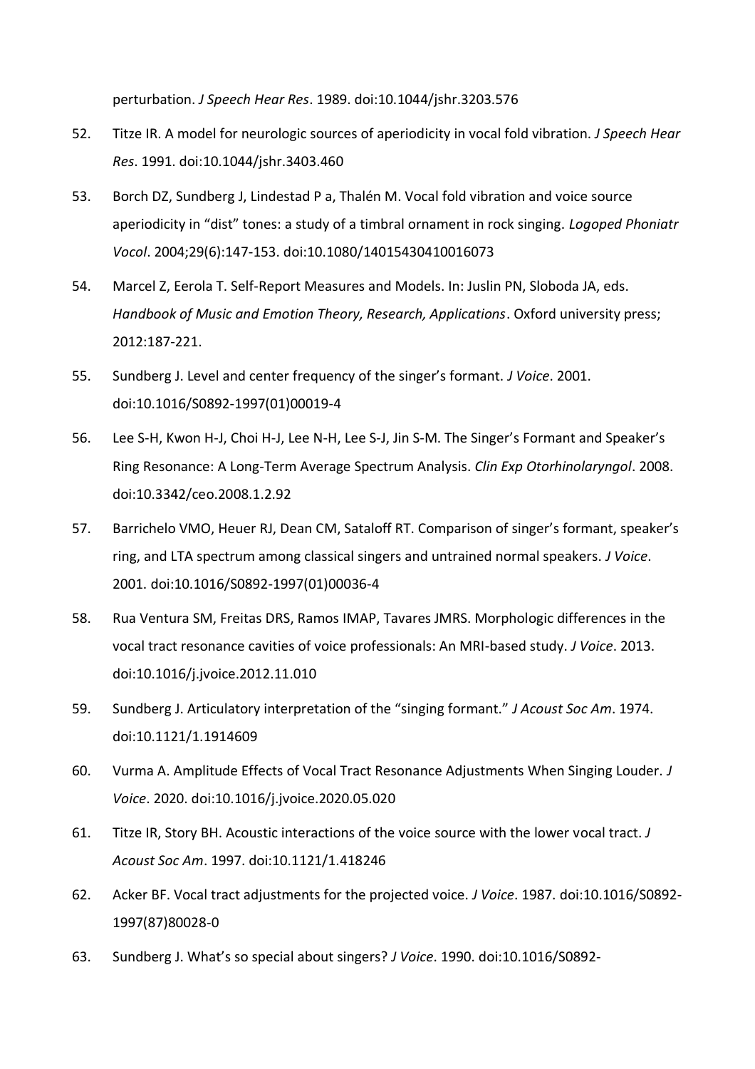perturbation. *J Speech Hear Res*. 1989. doi:10.1044/jshr.3203.576

52. Titze IR. A model for neurologic sources of aperiodicity in vocal fold vibration. *J Speech Hear Res*. 1991. doi:10.1044/jshr.3403.460
53. Borch DZ, Sundberg J, Lindestad P a, Thalén M. Vocal fold vibration and voice source aperiodicity in "dist" tones: a study of a timbral ornament in rock singing. *Logoped Phoniatr Vocol*. 2004;29(6):147-153. doi:10.1080/14015430410016073
54. Marcel Z, Eerola T. Self-Report Measures and Models. In: Juslin PN, Sloboda JA, eds. *Handbook of Music and Emotion Theory, Research, Applications*. Oxford university press; 2012:187-221.
55. Sundberg J. Level and center frequency of the singer's formant. *J Voice*. 2001. doi:10.1016/S0892-1997(01)00019-4
56. Lee S-H, Kwon H-J, Choi H-J, Lee N-H, Lee S-J, Jin S-M. The Singer's Formant and Speaker's Ring Resonance: A Long-Term Average Spectrum Analysis. *Clin Exp Otorhinolaryngol*. 2008. doi:10.3342/ceo.2008.1.2.92
57. Barrichelo VMO, Heuer RJ, Dean CM, Sataloff RT. Comparison of singer's formant, speaker's ring, and LTA spectrum among classical singers and untrained normal speakers. *J Voice*. 2001. doi:10.1016/S0892-1997(01)00036-4
58. Rua Ventura SM, Freitas DRS, Ramos IMAP, Tavares JMRS. Morphologic differences in the vocal tract resonance cavities of voice professionals: An MRI-based study. *J Voice*. 2013. doi:10.1016/j.jvoice.2012.11.010
59. Sundberg J. Articulatory interpretation of the "singing formant." *J Acoust Soc Am*. 1974. doi:10.1121/1.1914609
60. Vurma A. Amplitude Effects of Vocal Tract Resonance Adjustments When Singing Louder. *J Voice*. 2020. doi:10.1016/j.jvoice.2020.05.020
61. Titze IR, Story BH. Acoustic interactions of the voice source with the lower vocal tract. *J Acoust Soc Am*. 1997. doi:10.1121/1.418246
62. Acker BF. Vocal tract adjustments for the projected voice. *J Voice*. 1987. doi:10.1016/S0892-1997(87)80028-0
63. Sundberg J. What's so special about singers? *J Voice*. 1990. doi:10.1016/S0892-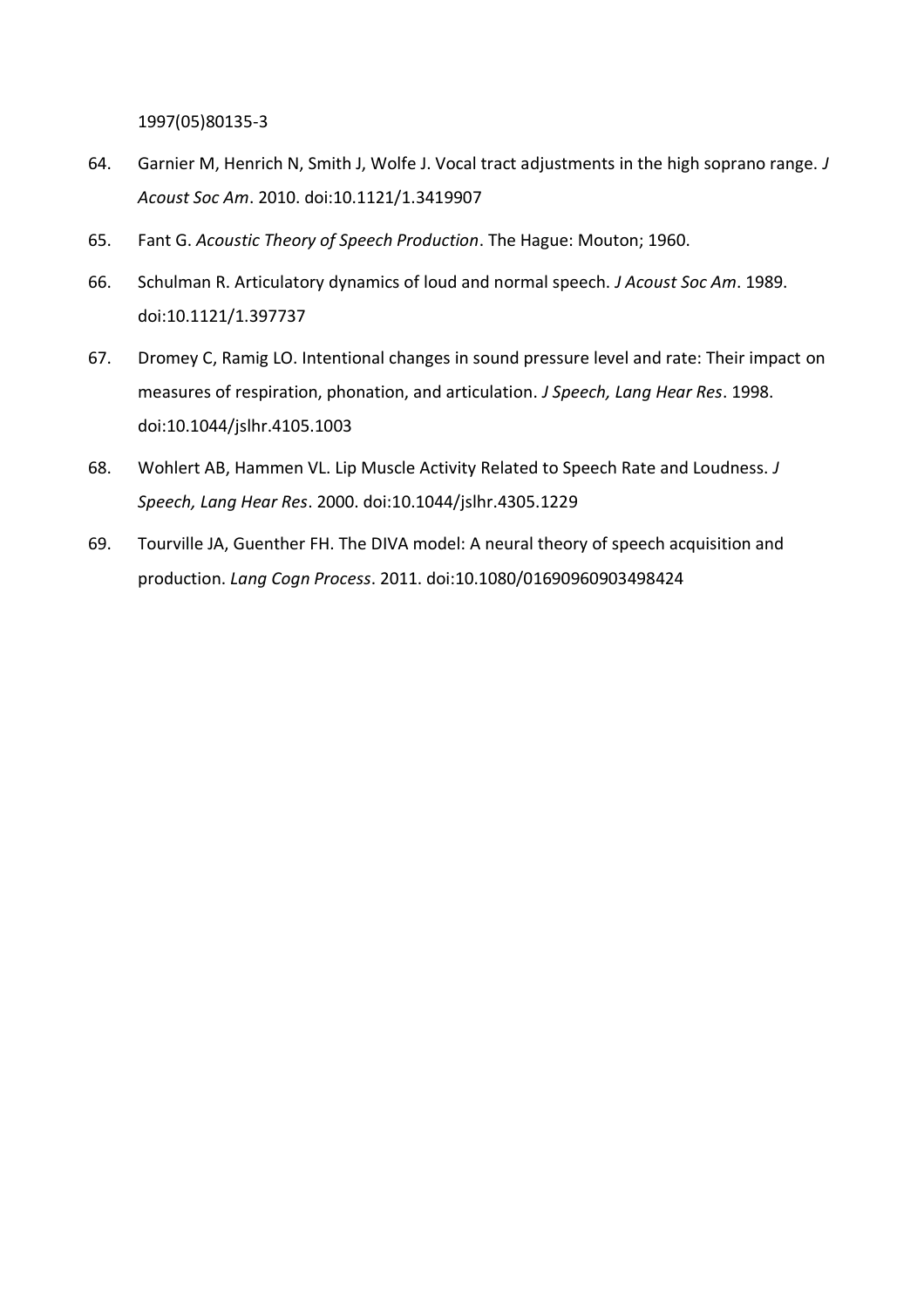1997(05)80135-3

64. Garnier M, Henrich N, Smith J, Wolfe J. Vocal tract adjustments in the high soprano range. *J Acoust Soc Am*. 2010. doi:10.1121/1.3419907
65. Fant G. *Acoustic Theory of Speech Production*. The Hague: Mouton; 1960.
66. Schulman R. Articulatory dynamics of loud and normal speech. *J Acoust Soc Am*. 1989. doi:10.1121/1.397737
67. Dromey C, Ramig LO. Intentional changes in sound pressure level and rate: Their impact on measures of respiration, phonation, and articulation. *J Speech, Lang Hear Res*. 1998. doi:10.1044/jslhr.4105.1003
68. Wohlert AB, Hammen VL. Lip Muscle Activity Related to Speech Rate and Loudness. *J Speech, Lang Hear Res*. 2000. doi:10.1044/jslhr.4305.1229
69. Tourville JA, Guenther FH. The DIVA model: A neural theory of speech acquisition and production. *Lang Cogn Process*. 2011. doi:10.1080/01690960903498424